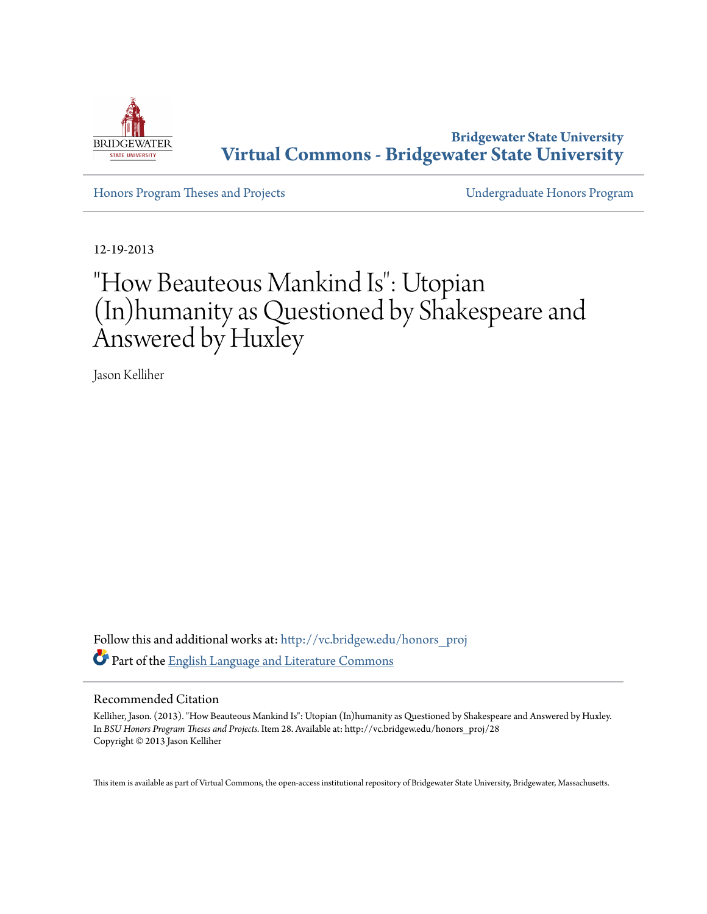Bridgewater State University
**Virtual Commons - Bridgewater State University**

Honors Program Theses and Projects | Undergraduate Honors Program

12-19-2013

# "How Beauteous Mankind Is": Utopian (In)humanity as Questioned by Shakespeare and Answered by Huxley

Jason Kelliher

Follow this and additional works at: http://vc.bridgew.edu/honors_proj

Part of the English Language and Literature Commons

## Recommended Citation

Kelliher, Jason. (2013). "How Beauteous Mankind Is": Utopian (In)humanity as Questioned by Shakespeare and Answered by Huxley. In *BSU Honors Program Theses and Projects.* Item 28. Available at: http://vc.bridgew.edu/honors_proj/28
Copyright © 2013 Jason Kelliher

This item is available as part of Virtual Commons, the open-access institutional repository of Bridgewater State University, Bridgewater, Massachusetts.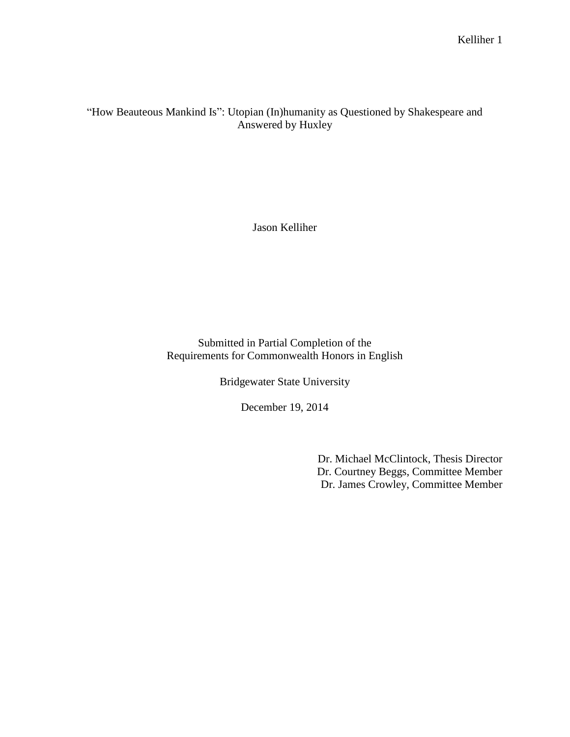# "How Beauteous Mankind Is": Utopian (In)humanity as Questioned by Shakespeare and Answered by Huxley

Jason Kelliher

Submitted in Partial Completion of the
Requirements for Commonwealth Honors in English

Bridgewater State University

December 19, 2014

Dr. Michael McClintock, Thesis Director
Dr. Courtney Beggs, Committee Member
Dr. James Crowley, Committee Member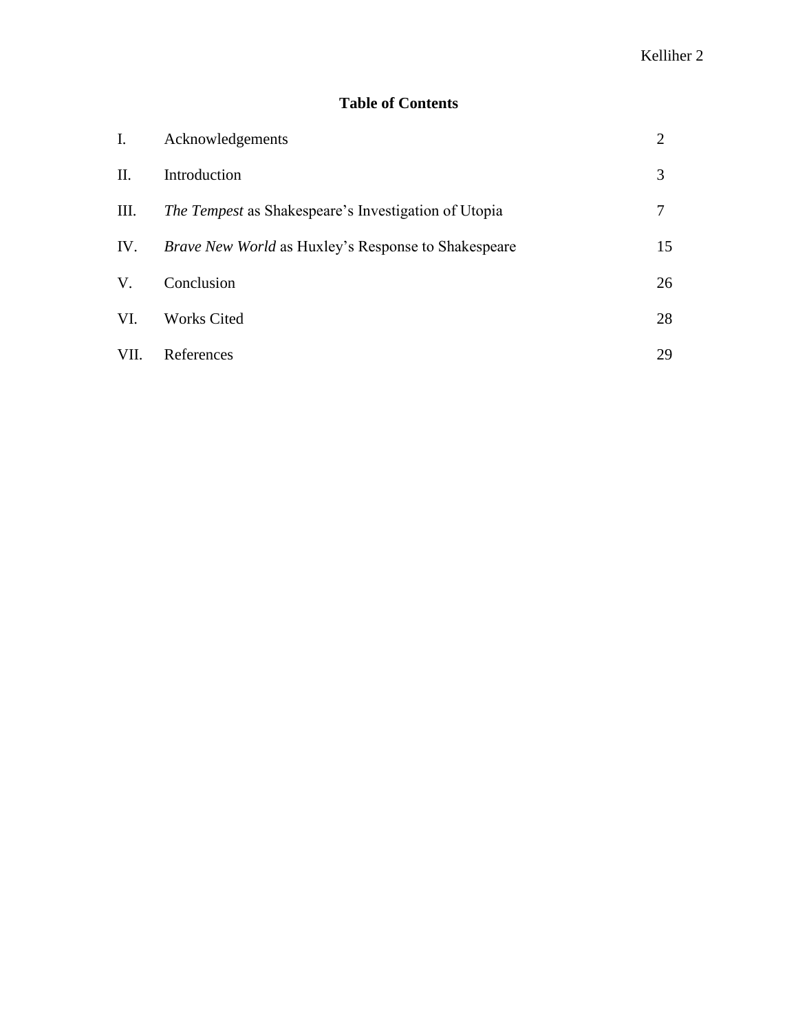**Table of Contents**

| | | |
|---|---|---|
| I. | Acknowledgements | 2 |
| II. | Introduction | 3 |
| III. | *The Tempest* as Shakespeare's Investigation of Utopia | 7 |
| IV. | *Brave New World* as Huxley's Response to Shakespeare | 15 |
| V. | Conclusion | 26 |
| VI. | Works Cited | 28 |
| VII. | References | 29 |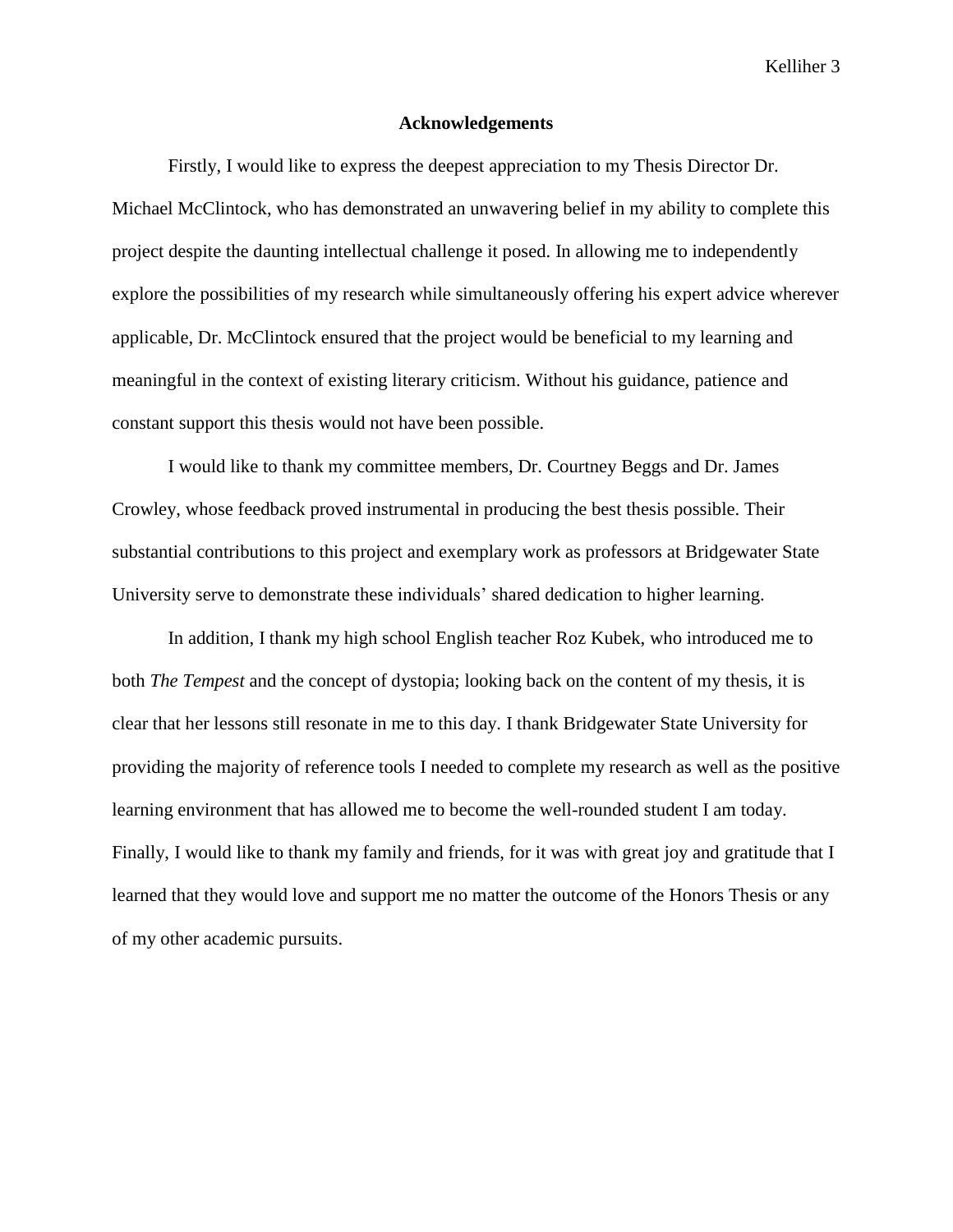## Acknowledgements

Firstly, I would like to express the deepest appreciation to my Thesis Director Dr. Michael McClintock, who has demonstrated an unwavering belief in my ability to complete this project despite the daunting intellectual challenge it posed. In allowing me to independently explore the possibilities of my research while simultaneously offering his expert advice wherever applicable, Dr. McClintock ensured that the project would be beneficial to my learning and meaningful in the context of existing literary criticism. Without his guidance, patience and constant support this thesis would not have been possible.

I would like to thank my committee members, Dr. Courtney Beggs and Dr. James Crowley, whose feedback proved instrumental in producing the best thesis possible. Their substantial contributions to this project and exemplary work as professors at Bridgewater State University serve to demonstrate these individuals' shared dedication to higher learning.

In addition, I thank my high school English teacher Roz Kubek, who introduced me to both *The Tempest* and the concept of dystopia; looking back on the content of my thesis, it is clear that her lessons still resonate in me to this day. I thank Bridgewater State University for providing the majority of reference tools I needed to complete my research as well as the positive learning environment that has allowed me to become the well-rounded student I am today. Finally, I would like to thank my family and friends, for it was with great joy and gratitude that I learned that they would love and support me no matter the outcome of the Honors Thesis or any of my other academic pursuits.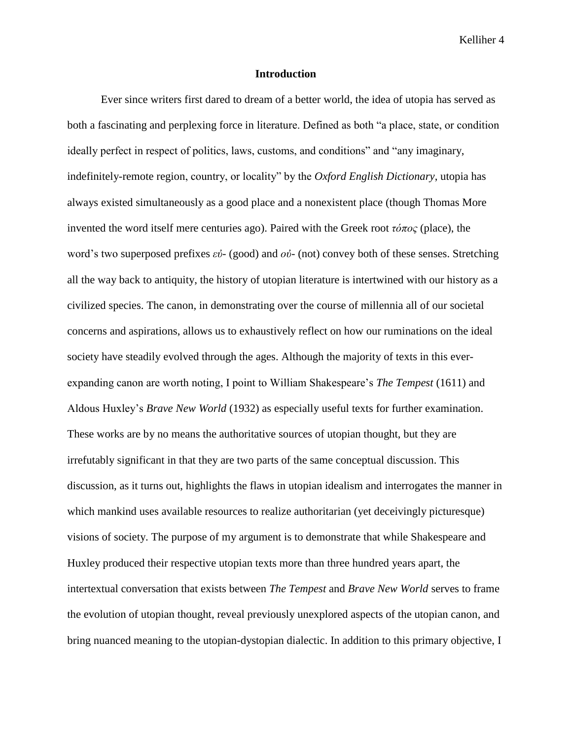## Introduction

Ever since writers first dared to dream of a better world, the idea of utopia has served as both a fascinating and perplexing force in literature. Defined as both "a place, state, or condition ideally perfect in respect of politics, laws, customs, and conditions" and "any imaginary, indefinitely-remote region, country, or locality" by the *Oxford English Dictionary*, utopia has always existed simultaneously as a good place and a nonexistent place (though Thomas More invented the word itself mere centuries ago). Paired with the Greek root *τόπος* (place), the word's two superposed prefixes *εὐ*- (good) and *οὐ*- (not) convey both of these senses. Stretching all the way back to antiquity, the history of utopian literature is intertwined with our history as a civilized species. The canon, in demonstrating over the course of millennia all of our societal concerns and aspirations, allows us to exhaustively reflect on how our ruminations on the ideal society have steadily evolved through the ages. Although the majority of texts in this ever-expanding canon are worth noting, I point to William Shakespeare's *The Tempest* (1611) and Aldous Huxley's *Brave New World* (1932) as especially useful texts for further examination. These works are by no means the authoritative sources of utopian thought, but they are irrefutably significant in that they are two parts of the same conceptual discussion. This discussion, as it turns out, highlights the flaws in utopian idealism and interrogates the manner in which mankind uses available resources to realize authoritarian (yet deceivingly picturesque) visions of society. The purpose of my argument is to demonstrate that while Shakespeare and Huxley produced their respective utopian texts more than three hundred years apart, the intertextual conversation that exists between *The Tempest* and *Brave New World* serves to frame the evolution of utopian thought, reveal previously unexplored aspects of the utopian canon, and bring nuanced meaning to the utopian-dystopian dialectic. In addition to this primary objective, I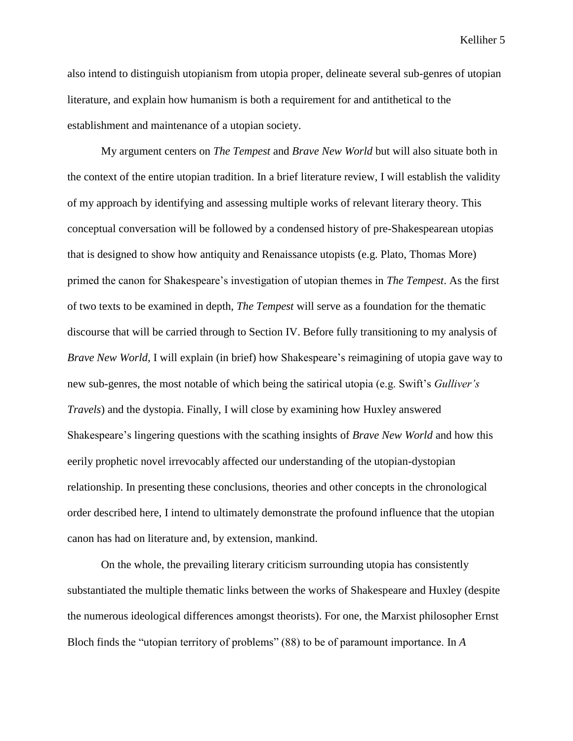also intend to distinguish utopianism from utopia proper, delineate several sub-genres of utopian literature, and explain how humanism is both a requirement for and antithetical to the establishment and maintenance of a utopian society.

My argument centers on *The Tempest* and *Brave New World* but will also situate both in the context of the entire utopian tradition. In a brief literature review, I will establish the validity of my approach by identifying and assessing multiple works of relevant literary theory. This conceptual conversation will be followed by a condensed history of pre-Shakespearean utopias that is designed to show how antiquity and Renaissance utopists (e.g. Plato, Thomas More) primed the canon for Shakespeare's investigation of utopian themes in *The Tempest*. As the first of two texts to be examined in depth, *The Tempest* will serve as a foundation for the thematic discourse that will be carried through to Section IV. Before fully transitioning to my analysis of *Brave New World*, I will explain (in brief) how Shakespeare's reimagining of utopia gave way to new sub-genres, the most notable of which being the satirical utopia (e.g. Swift's *Gulliver's Travels*) and the dystopia. Finally, I will close by examining how Huxley answered Shakespeare's lingering questions with the scathing insights of *Brave New World* and how this eerily prophetic novel irrevocably affected our understanding of the utopian-dystopian relationship. In presenting these conclusions, theories and other concepts in the chronological order described here, I intend to ultimately demonstrate the profound influence that the utopian canon has had on literature and, by extension, mankind.

On the whole, the prevailing literary criticism surrounding utopia has consistently substantiated the multiple thematic links between the works of Shakespeare and Huxley (despite the numerous ideological differences amongst theorists). For one, the Marxist philosopher Ernst Bloch finds the "utopian territory of problems" (88) to be of paramount importance. In *A*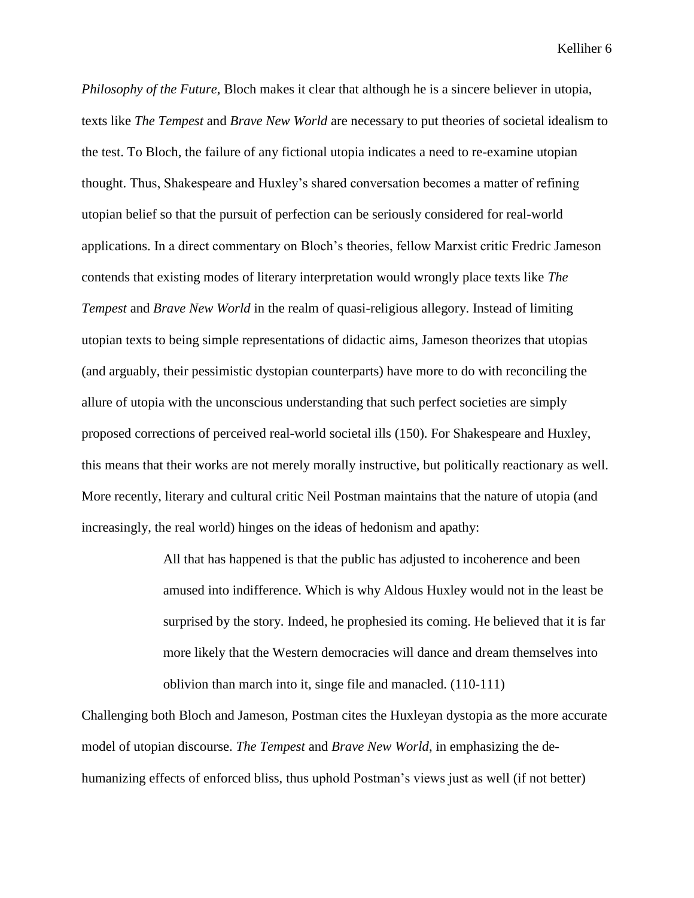*Philosophy of the Future*, Bloch makes it clear that although he is a sincere believer in utopia, texts like *The Tempest* and *Brave New World* are necessary to put theories of societal idealism to the test. To Bloch, the failure of any fictional utopia indicates a need to re-examine utopian thought. Thus, Shakespeare and Huxley's shared conversation becomes a matter of refining utopian belief so that the pursuit of perfection can be seriously considered for real-world applications. In a direct commentary on Bloch's theories, fellow Marxist critic Fredric Jameson contends that existing modes of literary interpretation would wrongly place texts like *The Tempest* and *Brave New World* in the realm of quasi-religious allegory. Instead of limiting utopian texts to being simple representations of didactic aims, Jameson theorizes that utopias (and arguably, their pessimistic dystopian counterparts) have more to do with reconciling the allure of utopia with the unconscious understanding that such perfect societies are simply proposed corrections of perceived real-world societal ills (150). For Shakespeare and Huxley, this means that their works are not merely morally instructive, but politically reactionary as well. More recently, literary and cultural critic Neil Postman maintains that the nature of utopia (and increasingly, the real world) hinges on the ideas of hedonism and apathy:

> All that has happened is that the public has adjusted to incoherence and been amused into indifference. Which is why Aldous Huxley would not in the least be surprised by the story. Indeed, he prophesied its coming. He believed that it is far more likely that the Western democracies will dance and dream themselves into oblivion than march into it, singe file and manacled. (110-111)

Challenging both Bloch and Jameson, Postman cites the Huxleyan dystopia as the more accurate model of utopian discourse. *The Tempest* and *Brave New World*, in emphasizing the de-humanizing effects of enforced bliss, thus uphold Postman's views just as well (if not better)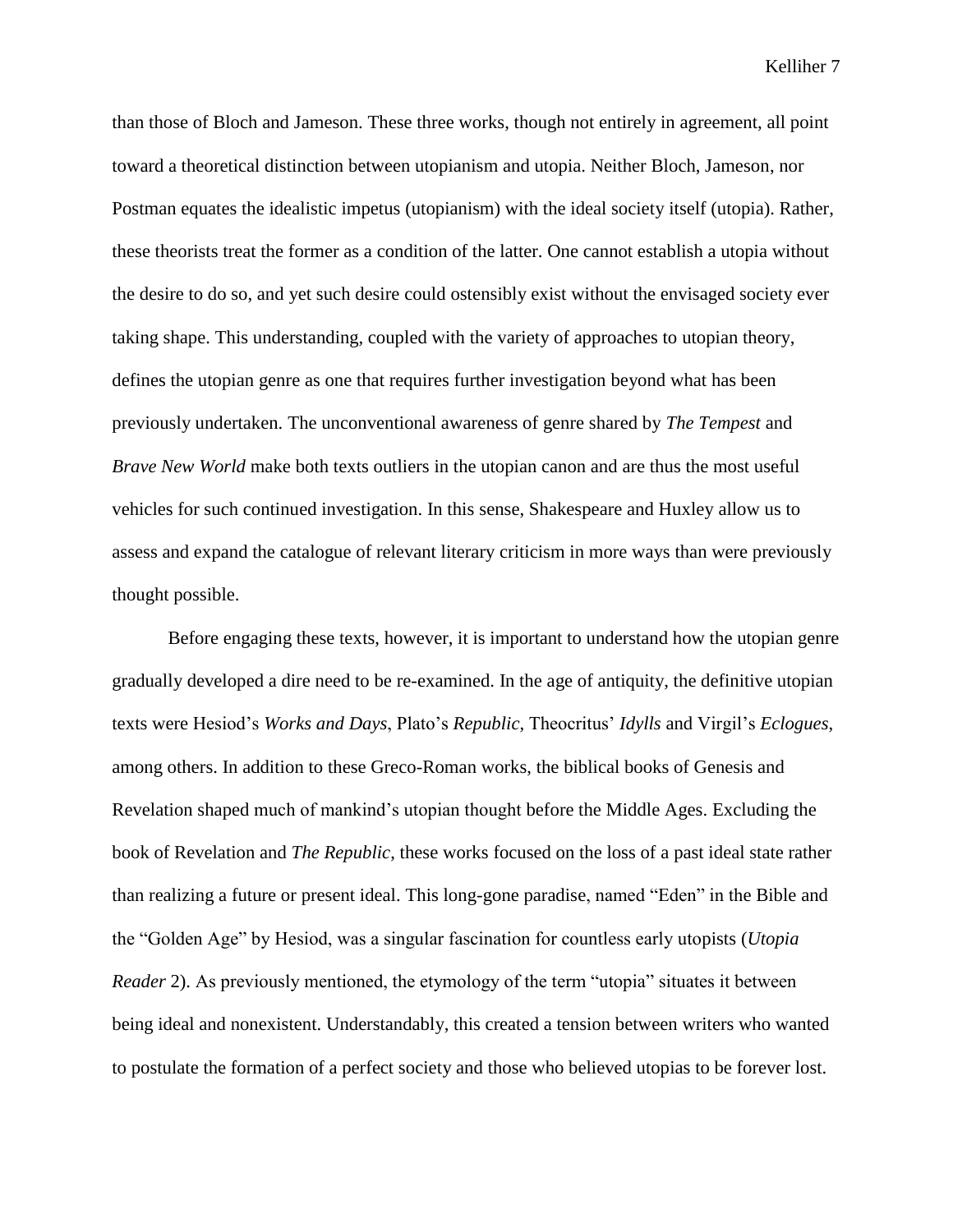than those of Bloch and Jameson. These three works, though not entirely in agreement, all point toward a theoretical distinction between utopianism and utopia. Neither Bloch, Jameson, nor Postman equates the idealistic impetus (utopianism) with the ideal society itself (utopia). Rather, these theorists treat the former as a condition of the latter. One cannot establish a utopia without the desire to do so, and yet such desire could ostensibly exist without the envisaged society ever taking shape. This understanding, coupled with the variety of approaches to utopian theory, defines the utopian genre as one that requires further investigation beyond what has been previously undertaken. The unconventional awareness of genre shared by *The Tempest* and *Brave New World* make both texts outliers in the utopian canon and are thus the most useful vehicles for such continued investigation. In this sense, Shakespeare and Huxley allow us to assess and expand the catalogue of relevant literary criticism in more ways than were previously thought possible.

Before engaging these texts, however, it is important to understand how the utopian genre gradually developed a dire need to be re-examined. In the age of antiquity, the definitive utopian texts were Hesiod's *Works and Days*, Plato's *Republic*, Theocritus' *Idylls* and Virgil's *Eclogues*, among others. In addition to these Greco-Roman works, the biblical books of Genesis and Revelation shaped much of mankind's utopian thought before the Middle Ages. Excluding the book of Revelation and *The Republic*, these works focused on the loss of a past ideal state rather than realizing a future or present ideal. This long-gone paradise, named "Eden" in the Bible and the "Golden Age" by Hesiod, was a singular fascination for countless early utopists (*Utopia Reader* 2). As previously mentioned, the etymology of the term "utopia" situates it between being ideal and nonexistent. Understandably, this created a tension between writers who wanted to postulate the formation of a perfect society and those who believed utopias to be forever lost.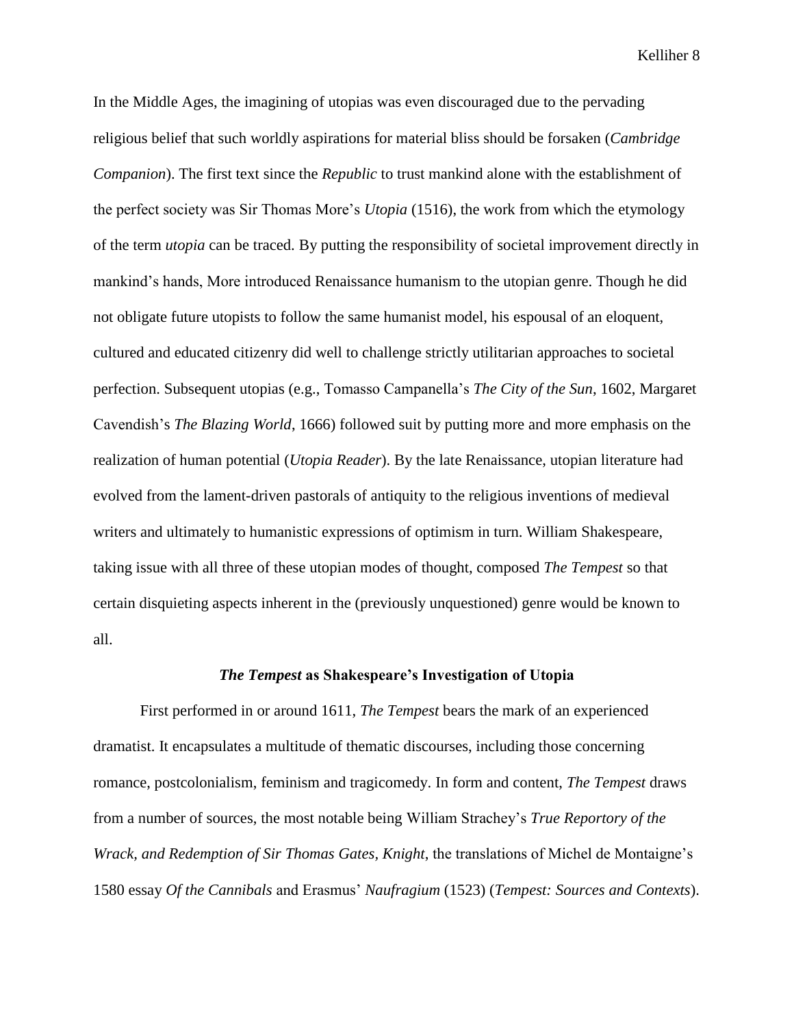In the Middle Ages, the imagining of utopias was even discouraged due to the pervading religious belief that such worldly aspirations for material bliss should be forsaken (*Cambridge Companion*). The first text since the *Republic* to trust mankind alone with the establishment of the perfect society was Sir Thomas More's *Utopia* (1516), the work from which the etymology of the term *utopia* can be traced. By putting the responsibility of societal improvement directly in mankind's hands, More introduced Renaissance humanism to the utopian genre. Though he did not obligate future utopists to follow the same humanist model, his espousal of an eloquent, cultured and educated citizenry did well to challenge strictly utilitarian approaches to societal perfection. Subsequent utopias (e.g., Tomasso Campanella's *The City of the Sun*, 1602, Margaret Cavendish's *The Blazing World*, 1666) followed suit by putting more and more emphasis on the realization of human potential (*Utopia Reader*). By the late Renaissance, utopian literature had evolved from the lament-driven pastorals of antiquity to the religious inventions of medieval writers and ultimately to humanistic expressions of optimism in turn. William Shakespeare, taking issue with all three of these utopian modes of thought, composed *The Tempest* so that certain disquieting aspects inherent in the (previously unquestioned) genre would be known to all.

## ***The Tempest* as Shakespeare's Investigation of Utopia**

First performed in or around 1611, *The Tempest* bears the mark of an experienced dramatist. It encapsulates a multitude of thematic discourses, including those concerning romance, postcolonialism, feminism and tragicomedy. In form and content, *The Tempest* draws from a number of sources, the most notable being William Strachey's *True Reportory of the Wrack, and Redemption of Sir Thomas Gates, Knight*, the translations of Michel de Montaigne's 1580 essay *Of the Cannibals* and Erasmus' *Naufragium* (1523) (*Tempest: Sources and Contexts*).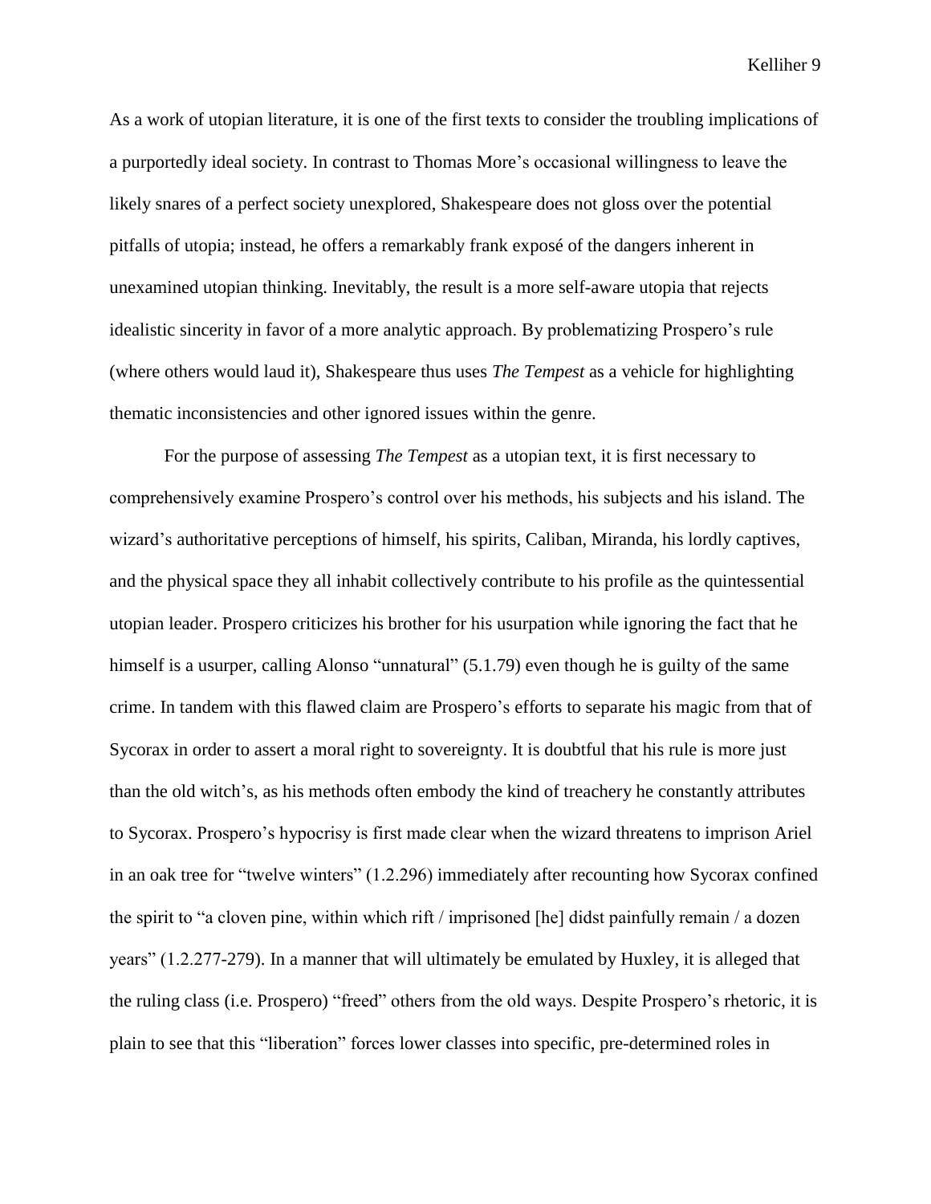As a work of utopian literature, it is one of the first texts to consider the troubling implications of a purportedly ideal society. In contrast to Thomas More's occasional willingness to leave the likely snares of a perfect society unexplored, Shakespeare does not gloss over the potential pitfalls of utopia; instead, he offers a remarkably frank exposé of the dangers inherent in unexamined utopian thinking. Inevitably, the result is a more self-aware utopia that rejects idealistic sincerity in favor of a more analytic approach. By problematizing Prospero's rule (where others would laud it), Shakespeare thus uses *The Tempest* as a vehicle for highlighting thematic inconsistencies and other ignored issues within the genre.

For the purpose of assessing *The Tempest* as a utopian text, it is first necessary to comprehensively examine Prospero's control over his methods, his subjects and his island. The wizard's authoritative perceptions of himself, his spirits, Caliban, Miranda, his lordly captives, and the physical space they all inhabit collectively contribute to his profile as the quintessential utopian leader. Prospero criticizes his brother for his usurpation while ignoring the fact that he himself is a usurper, calling Alonso "unnatural" (5.1.79) even though he is guilty of the same crime. In tandem with this flawed claim are Prospero's efforts to separate his magic from that of Sycorax in order to assert a moral right to sovereignty. It is doubtful that his rule is more just than the old witch's, as his methods often embody the kind of treachery he constantly attributes to Sycorax. Prospero's hypocrisy is first made clear when the wizard threatens to imprison Ariel in an oak tree for "twelve winters" (1.2.296) immediately after recounting how Sycorax confined the spirit to "a cloven pine, within which rift / imprisoned [he] didst painfully remain / a dozen years" (1.2.277-279). In a manner that will ultimately be emulated by Huxley, it is alleged that the ruling class (i.e. Prospero) "freed" others from the old ways. Despite Prospero's rhetoric, it is plain to see that this "liberation" forces lower classes into specific, pre-determined roles in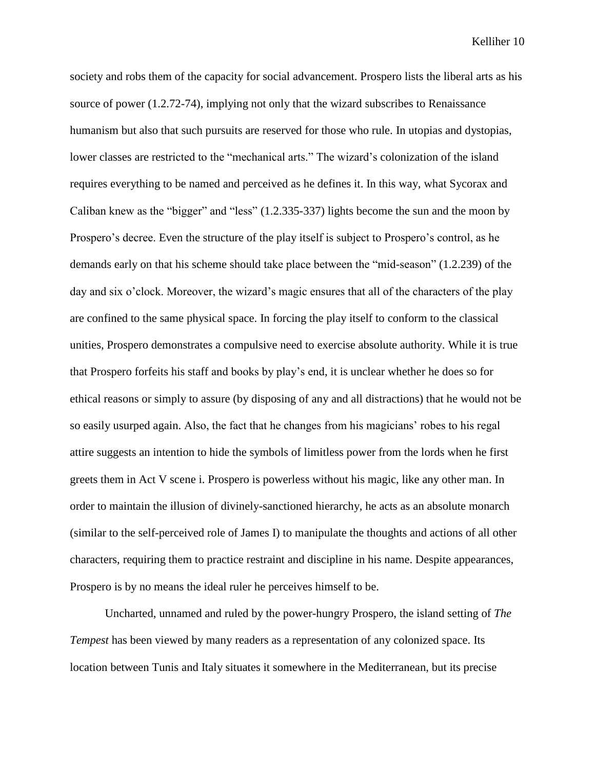society and robs them of the capacity for social advancement. Prospero lists the liberal arts as his source of power (1.2.72-74), implying not only that the wizard subscribes to Renaissance humanism but also that such pursuits are reserved for those who rule. In utopias and dystopias, lower classes are restricted to the "mechanical arts." The wizard's colonization of the island requires everything to be named and perceived as he defines it. In this way, what Sycorax and Caliban knew as the "bigger" and "less" (1.2.335-337) lights become the sun and the moon by Prospero's decree. Even the structure of the play itself is subject to Prospero's control, as he demands early on that his scheme should take place between the "mid-season" (1.2.239) of the day and six o'clock. Moreover, the wizard's magic ensures that all of the characters of the play are confined to the same physical space. In forcing the play itself to conform to the classical unities, Prospero demonstrates a compulsive need to exercise absolute authority. While it is true that Prospero forfeits his staff and books by play's end, it is unclear whether he does so for ethical reasons or simply to assure (by disposing of any and all distractions) that he would not be so easily usurped again. Also, the fact that he changes from his magicians' robes to his regal attire suggests an intention to hide the symbols of limitless power from the lords when he first greets them in Act V scene i. Prospero is powerless without his magic, like any other man. In order to maintain the illusion of divinely-sanctioned hierarchy, he acts as an absolute monarch (similar to the self-perceived role of James I) to manipulate the thoughts and actions of all other characters, requiring them to practice restraint and discipline in his name. Despite appearances, Prospero is by no means the ideal ruler he perceives himself to be.

Uncharted, unnamed and ruled by the power-hungry Prospero, the island setting of *The Tempest* has been viewed by many readers as a representation of any colonized space. Its location between Tunis and Italy situates it somewhere in the Mediterranean, but its precise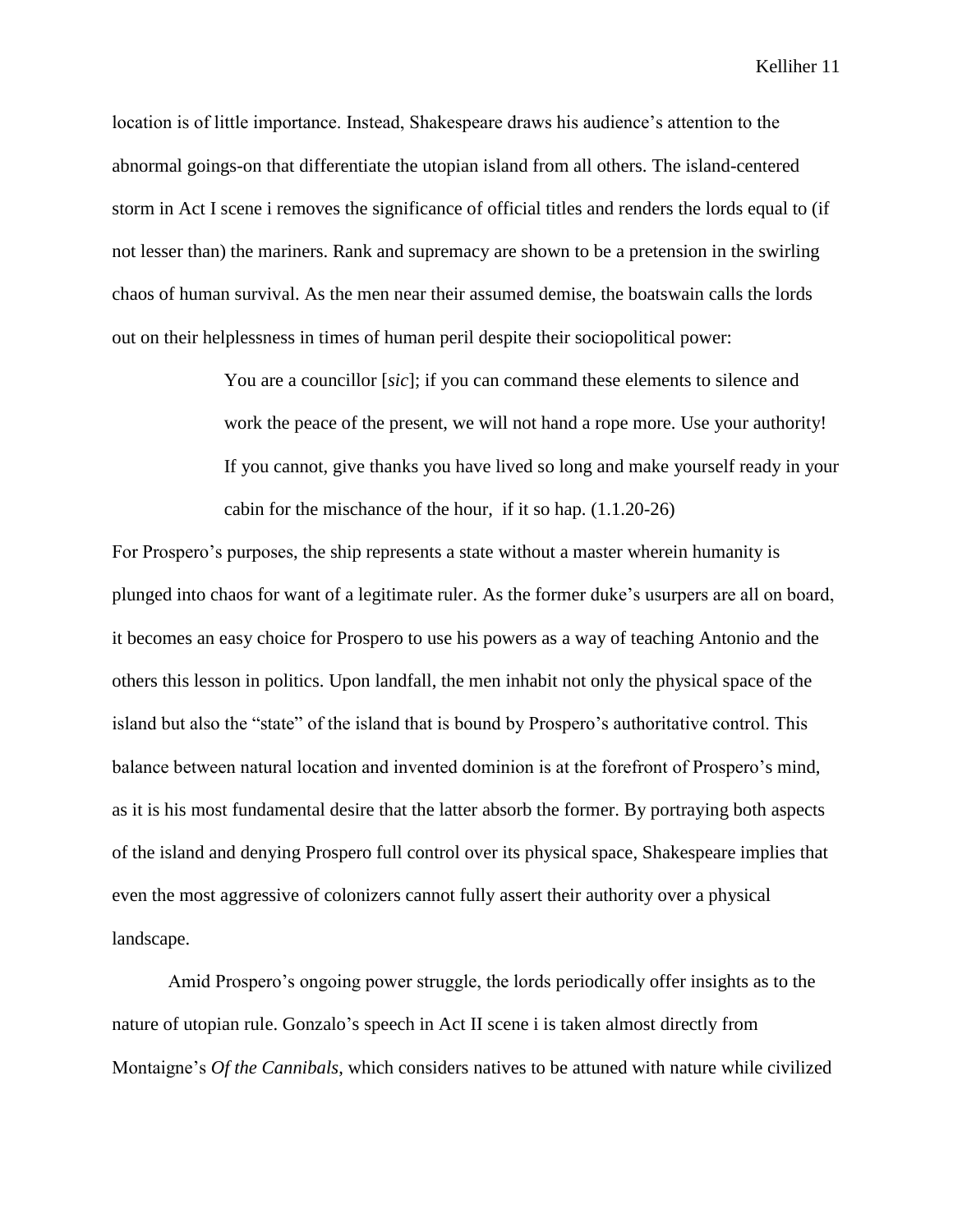location is of little importance. Instead, Shakespeare draws his audience's attention to the abnormal goings-on that differentiate the utopian island from all others. The island-centered storm in Act I scene i removes the significance of official titles and renders the lords equal to (if not lesser than) the mariners. Rank and supremacy are shown to be a pretension in the swirling chaos of human survival. As the men near their assumed demise, the boatswain calls the lords out on their helplessness in times of human peril despite their sociopolitical power:

> You are a councillor [*sic*]; if you can command these elements to silence and work the peace of the present, we will not hand a rope more. Use your authority! If you cannot, give thanks you have lived so long and make yourself ready in your cabin for the mischance of the hour, if it so hap. (1.1.20-26)

For Prospero's purposes, the ship represents a state without a master wherein humanity is plunged into chaos for want of a legitimate ruler. As the former duke's usurpers are all on board, it becomes an easy choice for Prospero to use his powers as a way of teaching Antonio and the others this lesson in politics. Upon landfall, the men inhabit not only the physical space of the island but also the "state" of the island that is bound by Prospero's authoritative control. This balance between natural location and invented dominion is at the forefront of Prospero's mind, as it is his most fundamental desire that the latter absorb the former. By portraying both aspects of the island and denying Prospero full control over its physical space, Shakespeare implies that even the most aggressive of colonizers cannot fully assert their authority over a physical landscape.

Amid Prospero's ongoing power struggle, the lords periodically offer insights as to the nature of utopian rule. Gonzalo's speech in Act II scene i is taken almost directly from Montaigne's *Of the Cannibals*, which considers natives to be attuned with nature while civilized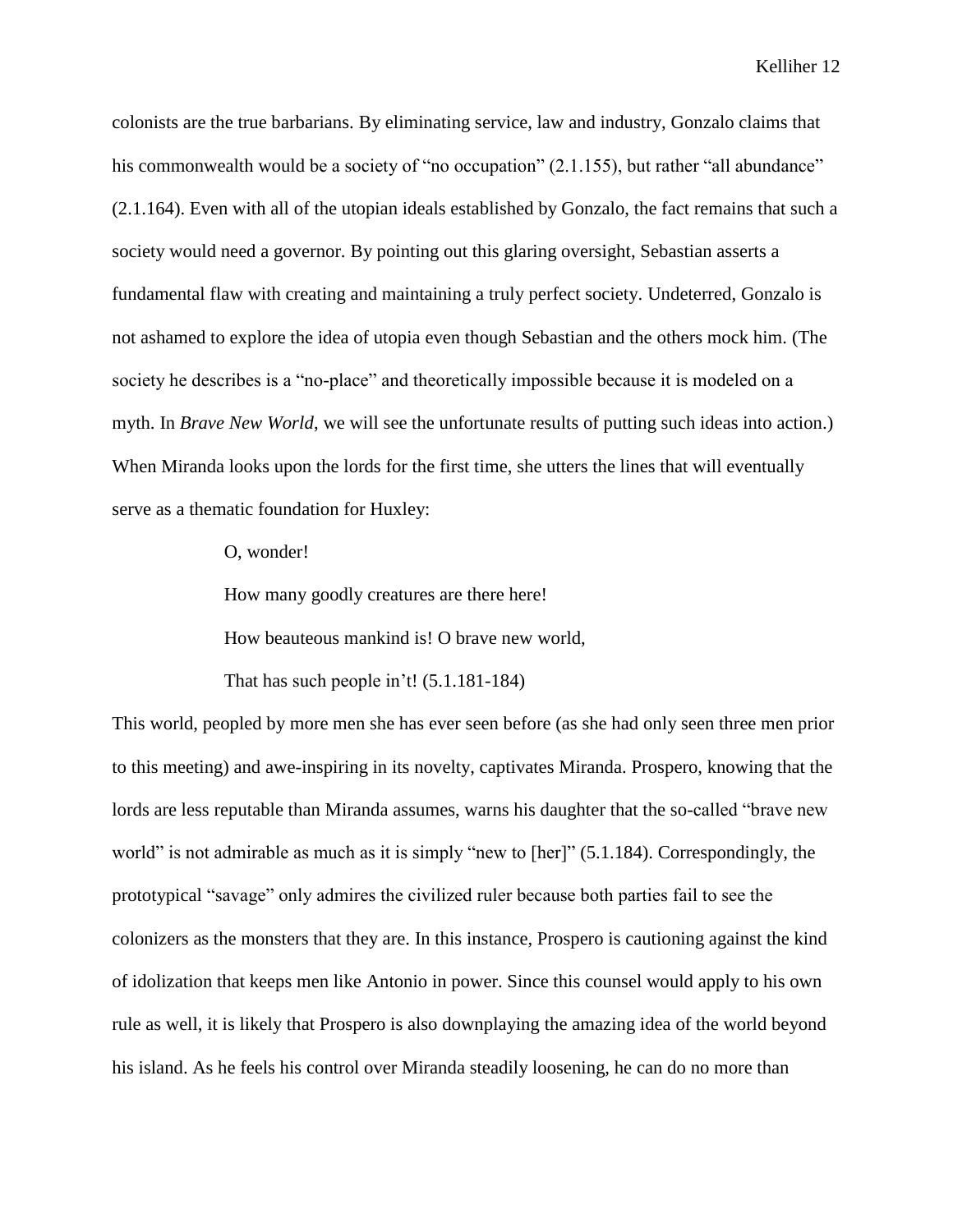colonists are the true barbarians. By eliminating service, law and industry, Gonzalo claims that his commonwealth would be a society of "no occupation" (2.1.155), but rather "all abundance" (2.1.164). Even with all of the utopian ideals established by Gonzalo, the fact remains that such a society would need a governor. By pointing out this glaring oversight, Sebastian asserts a fundamental flaw with creating and maintaining a truly perfect society. Undeterred, Gonzalo is not ashamed to explore the idea of utopia even though Sebastian and the others mock him. (The society he describes is a "no-place" and theoretically impossible because it is modeled on a myth. In *Brave New World*, we will see the unfortunate results of putting such ideas into action.) When Miranda looks upon the lords for the first time, she utters the lines that will eventually serve as a thematic foundation for Huxley:

> O, wonder!
>
> How many goodly creatures are there here!
>
> How beauteous mankind is! O brave new world,
>
> That has such people in't! (5.1.181-184)

This world, peopled by more men she has ever seen before (as she had only seen three men prior to this meeting) and awe-inspiring in its novelty, captivates Miranda. Prospero, knowing that the lords are less reputable than Miranda assumes, warns his daughter that the so-called "brave new world" is not admirable as much as it is simply "new to [her]" (5.1.184). Correspondingly, the prototypical "savage" only admires the civilized ruler because both parties fail to see the colonizers as the monsters that they are. In this instance, Prospero is cautioning against the kind of idolization that keeps men like Antonio in power. Since this counsel would apply to his own rule as well, it is likely that Prospero is also downplaying the amazing idea of the world beyond his island. As he feels his control over Miranda steadily loosening, he can do no more than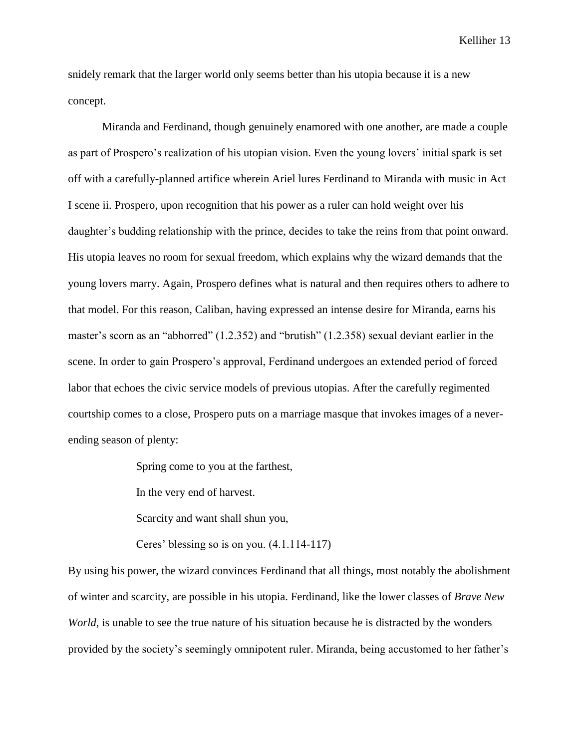snidely remark that the larger world only seems better than his utopia because it is a new concept.

Miranda and Ferdinand, though genuinely enamored with one another, are made a couple as part of Prospero's realization of his utopian vision. Even the young lovers' initial spark is set off with a carefully-planned artifice wherein Ariel lures Ferdinand to Miranda with music in Act I scene ii. Prospero, upon recognition that his power as a ruler can hold weight over his daughter's budding relationship with the prince, decides to take the reins from that point onward. His utopia leaves no room for sexual freedom, which explains why the wizard demands that the young lovers marry. Again, Prospero defines what is natural and then requires others to adhere to that model. For this reason, Caliban, having expressed an intense desire for Miranda, earns his master's scorn as an "abhorred" (1.2.352) and "brutish" (1.2.358) sexual deviant earlier in the scene. In order to gain Prospero's approval, Ferdinand undergoes an extended period of forced labor that echoes the civic service models of previous utopias. After the carefully regimented courtship comes to a close, Prospero puts on a marriage masque that invokes images of a never-ending season of plenty:

> Spring come to you at the farthest,
>
> In the very end of harvest.
>
> Scarcity and want shall shun you,
>
> Ceres' blessing so is on you. (4.1.114-117)

By using his power, the wizard convinces Ferdinand that all things, most notably the abolishment of winter and scarcity, are possible in his utopia. Ferdinand, like the lower classes of *Brave New World*, is unable to see the true nature of his situation because he is distracted by the wonders provided by the society's seemingly omnipotent ruler. Miranda, being accustomed to her father's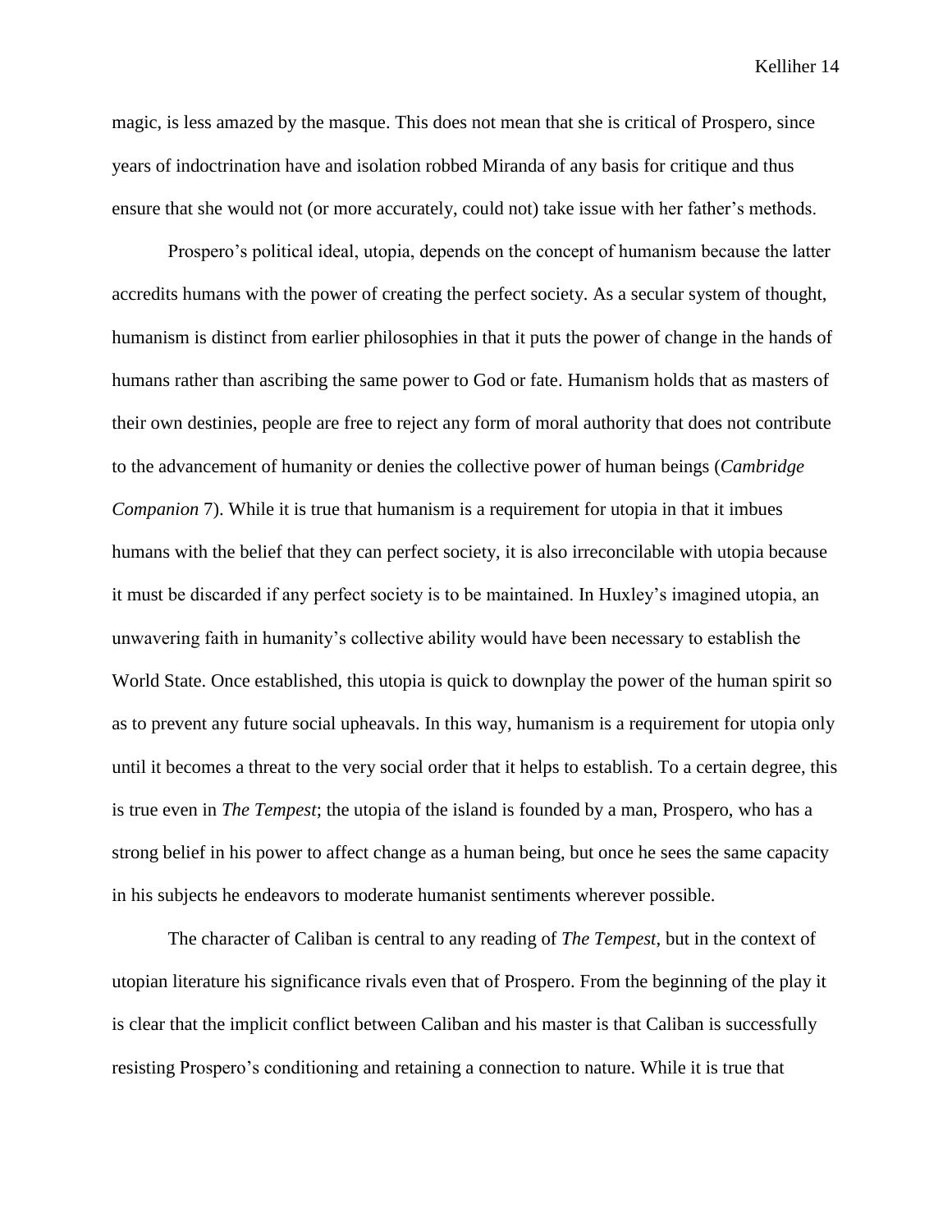magic, is less amazed by the masque. This does not mean that she is critical of Prospero, since years of indoctrination have and isolation robbed Miranda of any basis for critique and thus ensure that she would not (or more accurately, could not) take issue with her father's methods.

Prospero's political ideal, utopia, depends on the concept of humanism because the latter accredits humans with the power of creating the perfect society. As a secular system of thought, humanism is distinct from earlier philosophies in that it puts the power of change in the hands of humans rather than ascribing the same power to God or fate. Humanism holds that as masters of their own destinies, people are free to reject any form of moral authority that does not contribute to the advancement of humanity or denies the collective power of human beings (*Cambridge Companion* 7). While it is true that humanism is a requirement for utopia in that it imbues humans with the belief that they can perfect society, it is also irreconcilable with utopia because it must be discarded if any perfect society is to be maintained. In Huxley's imagined utopia, an unwavering faith in humanity's collective ability would have been necessary to establish the World State. Once established, this utopia is quick to downplay the power of the human spirit so as to prevent any future social upheavals. In this way, humanism is a requirement for utopia only until it becomes a threat to the very social order that it helps to establish. To a certain degree, this is true even in *The Tempest*; the utopia of the island is founded by a man, Prospero, who has a strong belief in his power to affect change as a human being, but once he sees the same capacity in his subjects he endeavors to moderate humanist sentiments wherever possible.

The character of Caliban is central to any reading of *The Tempest*, but in the context of utopian literature his significance rivals even that of Prospero. From the beginning of the play it is clear that the implicit conflict between Caliban and his master is that Caliban is successfully resisting Prospero's conditioning and retaining a connection to nature. While it is true that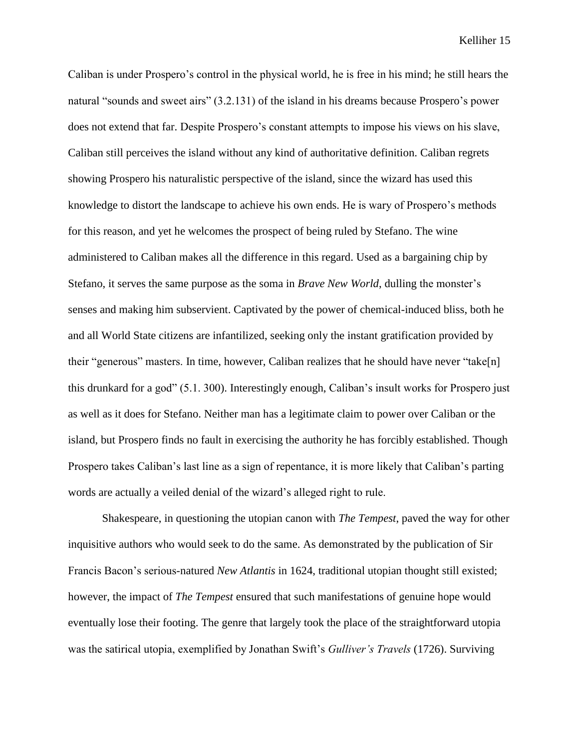Caliban is under Prospero's control in the physical world, he is free in his mind; he still hears the natural "sounds and sweet airs" (3.2.131) of the island in his dreams because Prospero's power does not extend that far. Despite Prospero's constant attempts to impose his views on his slave, Caliban still perceives the island without any kind of authoritative definition. Caliban regrets showing Prospero his naturalistic perspective of the island, since the wizard has used this knowledge to distort the landscape to achieve his own ends. He is wary of Prospero's methods for this reason, and yet he welcomes the prospect of being ruled by Stefano. The wine administered to Caliban makes all the difference in this regard. Used as a bargaining chip by Stefano, it serves the same purpose as the soma in *Brave New World*, dulling the monster's senses and making him subservient. Captivated by the power of chemical-induced bliss, both he and all World State citizens are infantilized, seeking only the instant gratification provided by their "generous" masters. In time, however, Caliban realizes that he should have never "take[n] this drunkard for a god" (5.1. 300). Interestingly enough, Caliban's insult works for Prospero just as well as it does for Stefano. Neither man has a legitimate claim to power over Caliban or the island, but Prospero finds no fault in exercising the authority he has forcibly established. Though Prospero takes Caliban's last line as a sign of repentance, it is more likely that Caliban's parting words are actually a veiled denial of the wizard's alleged right to rule.

Shakespeare, in questioning the utopian canon with *The Tempest*, paved the way for other inquisitive authors who would seek to do the same. As demonstrated by the publication of Sir Francis Bacon's serious-natured *New Atlantis* in 1624, traditional utopian thought still existed; however, the impact of *The Tempest* ensured that such manifestations of genuine hope would eventually lose their footing. The genre that largely took the place of the straightforward utopia was the satirical utopia, exemplified by Jonathan Swift's *Gulliver's Travels* (1726). Surviving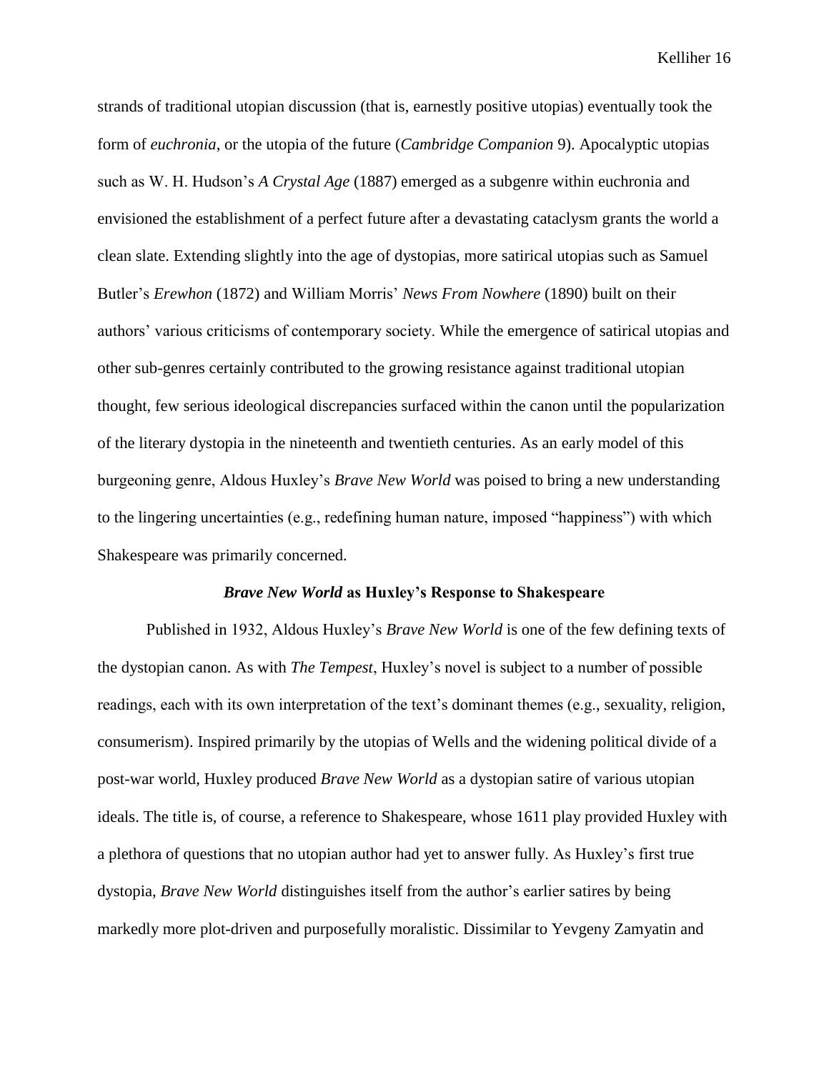strands of traditional utopian discussion (that is, earnestly positive utopias) eventually took the form of *euchronia*, or the utopia of the future (*Cambridge Companion* 9). Apocalyptic utopias such as W. H. Hudson's *A Crystal Age* (1887) emerged as a subgenre within euchronia and envisioned the establishment of a perfect future after a devastating cataclysm grants the world a clean slate. Extending slightly into the age of dystopias, more satirical utopias such as Samuel Butler's *Erewhon* (1872) and William Morris' *News From Nowhere* (1890) built on their authors' various criticisms of contemporary society. While the emergence of satirical utopias and other sub-genres certainly contributed to the growing resistance against traditional utopian thought, few serious ideological discrepancies surfaced within the canon until the popularization of the literary dystopia in the nineteenth and twentieth centuries. As an early model of this burgeoning genre, Aldous Huxley's *Brave New World* was poised to bring a new understanding to the lingering uncertainties (e.g., redefining human nature, imposed "happiness") with which Shakespeare was primarily concerned.

## ***Brave New World* as Huxley's Response to Shakespeare**

Published in 1932, Aldous Huxley's *Brave New World* is one of the few defining texts of the dystopian canon. As with *The Tempest*, Huxley's novel is subject to a number of possible readings, each with its own interpretation of the text's dominant themes (e.g., sexuality, religion, consumerism). Inspired primarily by the utopias of Wells and the widening political divide of a post-war world, Huxley produced *Brave New World* as a dystopian satire of various utopian ideals. The title is, of course, a reference to Shakespeare, whose 1611 play provided Huxley with a plethora of questions that no utopian author had yet to answer fully. As Huxley's first true dystopia, *Brave New World* distinguishes itself from the author's earlier satires by being markedly more plot-driven and purposefully moralistic. Dissimilar to Yevgeny Zamyatin and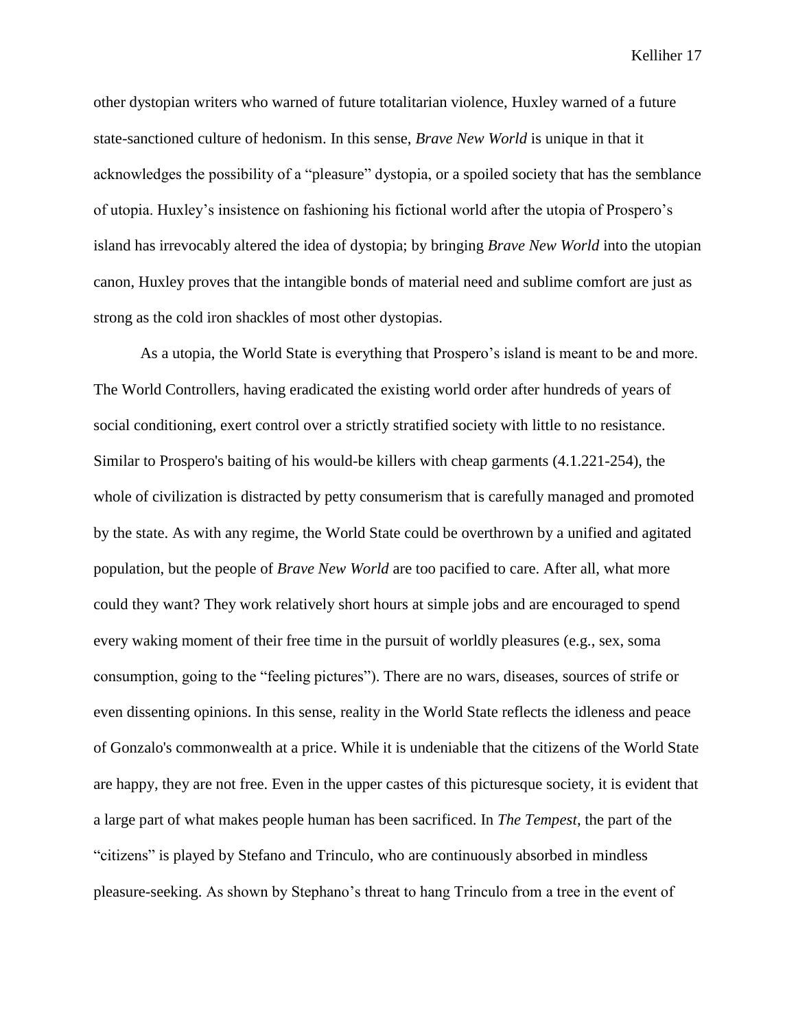other dystopian writers who warned of future totalitarian violence, Huxley warned of a future state-sanctioned culture of hedonism. In this sense, *Brave New World* is unique in that it acknowledges the possibility of a "pleasure" dystopia, or a spoiled society that has the semblance of utopia. Huxley's insistence on fashioning his fictional world after the utopia of Prospero's island has irrevocably altered the idea of dystopia; by bringing *Brave New World* into the utopian canon, Huxley proves that the intangible bonds of material need and sublime comfort are just as strong as the cold iron shackles of most other dystopias.

As a utopia, the World State is everything that Prospero's island is meant to be and more. The World Controllers, having eradicated the existing world order after hundreds of years of social conditioning, exert control over a strictly stratified society with little to no resistance. Similar to Prospero's baiting of his would-be killers with cheap garments (4.1.221-254), the whole of civilization is distracted by petty consumerism that is carefully managed and promoted by the state. As with any regime, the World State could be overthrown by a unified and agitated population, but the people of *Brave New World* are too pacified to care. After all, what more could they want? They work relatively short hours at simple jobs and are encouraged to spend every waking moment of their free time in the pursuit of worldly pleasures (e.g., sex, soma consumption, going to the "feeling pictures"). There are no wars, diseases, sources of strife or even dissenting opinions. In this sense, reality in the World State reflects the idleness and peace of Gonzalo's commonwealth at a price. While it is undeniable that the citizens of the World State are happy, they are not free. Even in the upper castes of this picturesque society, it is evident that a large part of what makes people human has been sacrificed. In *The Tempest*, the part of the "citizens" is played by Stefano and Trinculo, who are continuously absorbed in mindless pleasure-seeking. As shown by Stephano's threat to hang Trinculo from a tree in the event of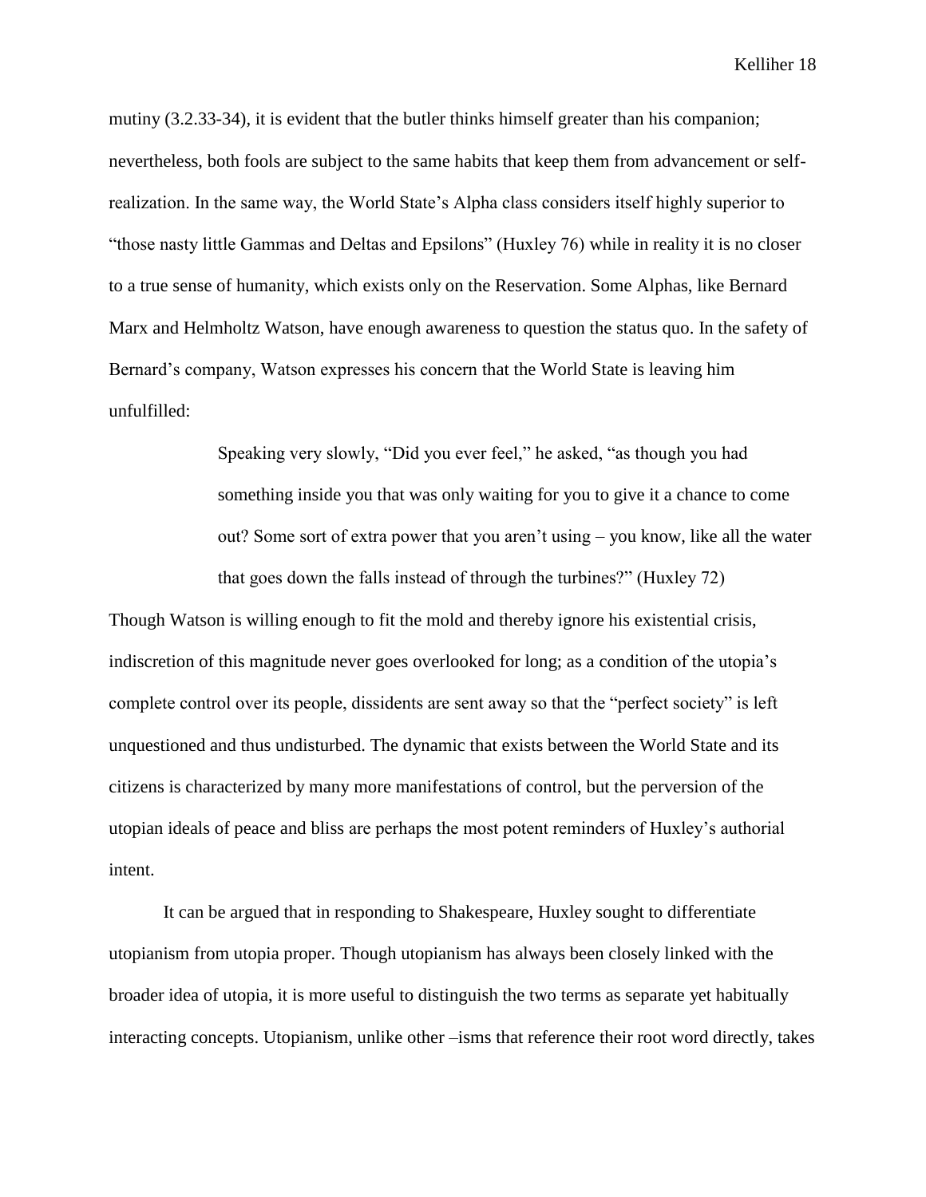mutiny (3.2.33-34), it is evident that the butler thinks himself greater than his companion; nevertheless, both fools are subject to the same habits that keep them from advancement or self-realization. In the same way, the World State's Alpha class considers itself highly superior to "those nasty little Gammas and Deltas and Epsilons" (Huxley 76) while in reality it is no closer to a true sense of humanity, which exists only on the Reservation. Some Alphas, like Bernard Marx and Helmholtz Watson, have enough awareness to question the status quo. In the safety of Bernard's company, Watson expresses his concern that the World State is leaving him unfulfilled:

> Speaking very slowly, "Did you ever feel," he asked, "as though you had something inside you that was only waiting for you to give it a chance to come out? Some sort of extra power that you aren't using – you know, like all the water that goes down the falls instead of through the turbines?" (Huxley 72)

Though Watson is willing enough to fit the mold and thereby ignore his existential crisis, indiscretion of this magnitude never goes overlooked for long; as a condition of the utopia's complete control over its people, dissidents are sent away so that the "perfect society" is left unquestioned and thus undisturbed. The dynamic that exists between the World State and its citizens is characterized by many more manifestations of control, but the perversion of the utopian ideals of peace and bliss are perhaps the most potent reminders of Huxley's authorial intent.

It can be argued that in responding to Shakespeare, Huxley sought to differentiate utopianism from utopia proper. Though utopianism has always been closely linked with the broader idea of utopia, it is more useful to distinguish the two terms as separate yet habitually interacting concepts. Utopianism, unlike other –isms that reference their root word directly, takes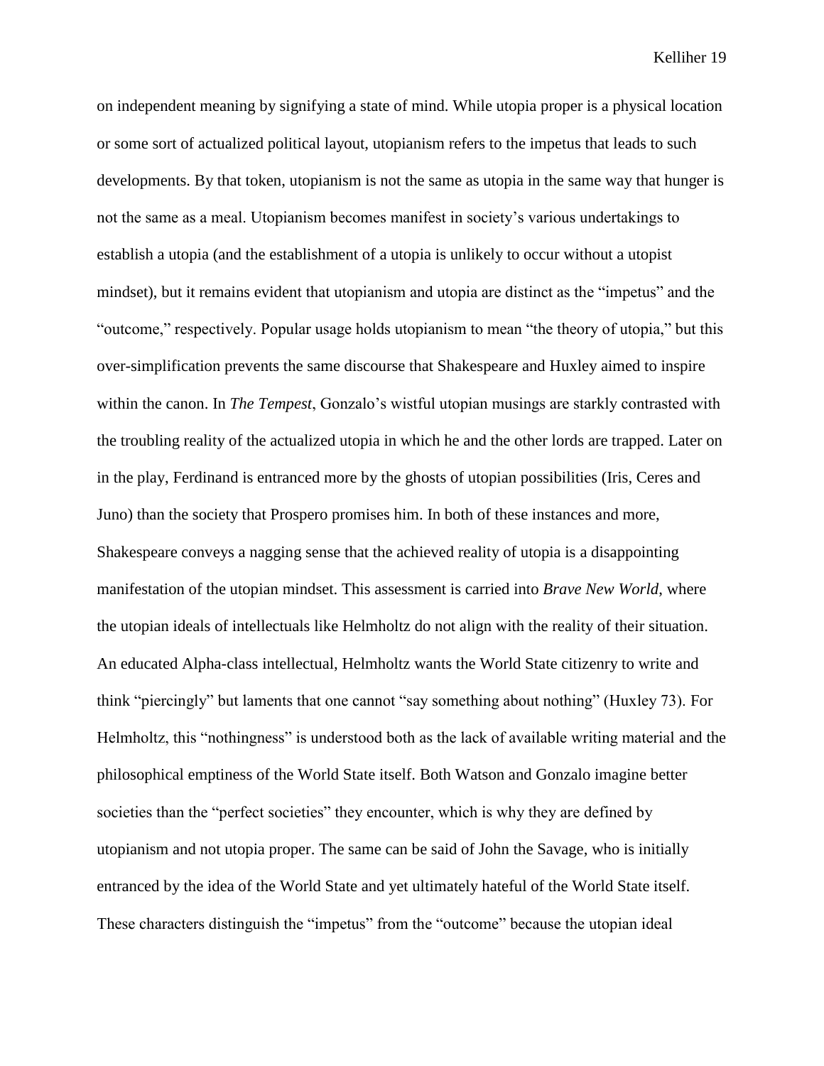on independent meaning by signifying a state of mind. While utopia proper is a physical location or some sort of actualized political layout, utopianism refers to the impetus that leads to such developments. By that token, utopianism is not the same as utopia in the same way that hunger is not the same as a meal. Utopianism becomes manifest in society's various undertakings to establish a utopia (and the establishment of a utopia is unlikely to occur without a utopist mindset), but it remains evident that utopianism and utopia are distinct as the "impetus" and the "outcome," respectively. Popular usage holds utopianism to mean "the theory of utopia," but this over-simplification prevents the same discourse that Shakespeare and Huxley aimed to inspire within the canon. In *The Tempest*, Gonzalo's wistful utopian musings are starkly contrasted with the troubling reality of the actualized utopia in which he and the other lords are trapped. Later on in the play, Ferdinand is entranced more by the ghosts of utopian possibilities (Iris, Ceres and Juno) than the society that Prospero promises him. In both of these instances and more, Shakespeare conveys a nagging sense that the achieved reality of utopia is a disappointing manifestation of the utopian mindset. This assessment is carried into *Brave New World*, where the utopian ideals of intellectuals like Helmholtz do not align with the reality of their situation. An educated Alpha-class intellectual, Helmholtz wants the World State citizenry to write and think "piercingly" but laments that one cannot "say something about nothing" (Huxley 73). For Helmholtz, this "nothingness" is understood both as the lack of available writing material and the philosophical emptiness of the World State itself. Both Watson and Gonzalo imagine better societies than the "perfect societies" they encounter, which is why they are defined by utopianism and not utopia proper. The same can be said of John the Savage, who is initially entranced by the idea of the World State and yet ultimately hateful of the World State itself. These characters distinguish the "impetus" from the "outcome" because the utopian ideal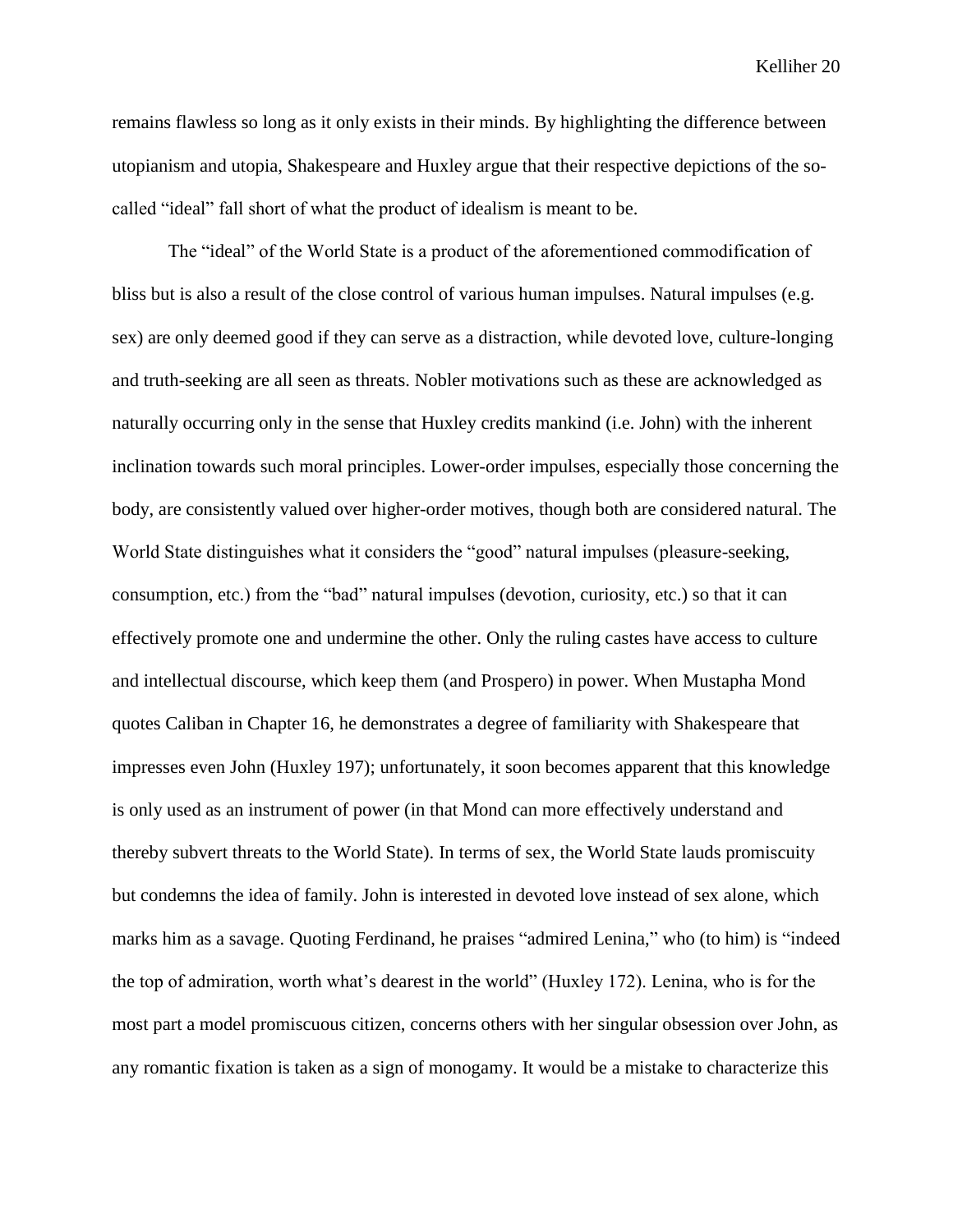remains flawless so long as it only exists in their minds. By highlighting the difference between utopianism and utopia, Shakespeare and Huxley argue that their respective depictions of the so-called "ideal" fall short of what the product of idealism is meant to be.

The "ideal" of the World State is a product of the aforementioned commodification of bliss but is also a result of the close control of various human impulses. Natural impulses (e.g. sex) are only deemed good if they can serve as a distraction, while devoted love, culture-longing and truth-seeking are all seen as threats. Nobler motivations such as these are acknowledged as naturally occurring only in the sense that Huxley credits mankind (i.e. John) with the inherent inclination towards such moral principles. Lower-order impulses, especially those concerning the body, are consistently valued over higher-order motives, though both are considered natural. The World State distinguishes what it considers the "good" natural impulses (pleasure-seeking, consumption, etc.) from the "bad" natural impulses (devotion, curiosity, etc.) so that it can effectively promote one and undermine the other. Only the ruling castes have access to culture and intellectual discourse, which keep them (and Prospero) in power. When Mustapha Mond quotes Caliban in Chapter 16, he demonstrates a degree of familiarity with Shakespeare that impresses even John (Huxley 197); unfortunately, it soon becomes apparent that this knowledge is only used as an instrument of power (in that Mond can more effectively understand and thereby subvert threats to the World State). In terms of sex, the World State lauds promiscuity but condemns the idea of family. John is interested in devoted love instead of sex alone, which marks him as a savage. Quoting Ferdinand, he praises "admired Lenina," who (to him) is "indeed the top of admiration, worth what's dearest in the world" (Huxley 172). Lenina, who is for the most part a model promiscuous citizen, concerns others with her singular obsession over John, as any romantic fixation is taken as a sign of monogamy. It would be a mistake to characterize this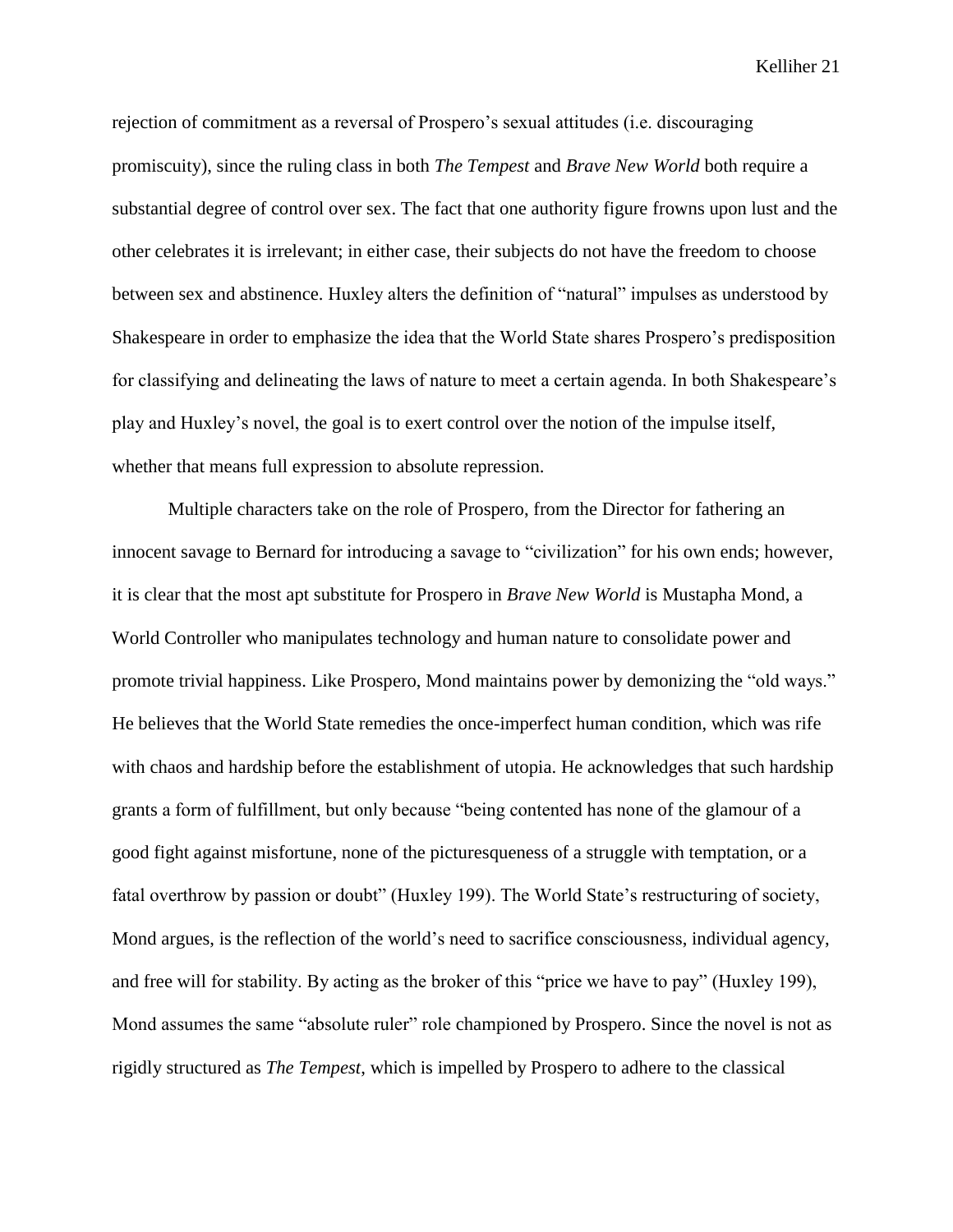rejection of commitment as a reversal of Prospero's sexual attitudes (i.e. discouraging promiscuity), since the ruling class in both *The Tempest* and *Brave New World* both require a substantial degree of control over sex. The fact that one authority figure frowns upon lust and the other celebrates it is irrelevant; in either case, their subjects do not have the freedom to choose between sex and abstinence. Huxley alters the definition of "natural" impulses as understood by Shakespeare in order to emphasize the idea that the World State shares Prospero's predisposition for classifying and delineating the laws of nature to meet a certain agenda. In both Shakespeare's play and Huxley's novel, the goal is to exert control over the notion of the impulse itself, whether that means full expression to absolute repression.

Multiple characters take on the role of Prospero, from the Director for fathering an innocent savage to Bernard for introducing a savage to "civilization" for his own ends; however, it is clear that the most apt substitute for Prospero in *Brave New World* is Mustapha Mond, a World Controller who manipulates technology and human nature to consolidate power and promote trivial happiness. Like Prospero, Mond maintains power by demonizing the "old ways." He believes that the World State remedies the once-imperfect human condition, which was rife with chaos and hardship before the establishment of utopia. He acknowledges that such hardship grants a form of fulfillment, but only because "being contented has none of the glamour of a good fight against misfortune, none of the picturesqueness of a struggle with temptation, or a fatal overthrow by passion or doubt" (Huxley 199). The World State's restructuring of society, Mond argues, is the reflection of the world's need to sacrifice consciousness, individual agency, and free will for stability. By acting as the broker of this "price we have to pay" (Huxley 199), Mond assumes the same "absolute ruler" role championed by Prospero. Since the novel is not as rigidly structured as *The Tempest*, which is impelled by Prospero to adhere to the classical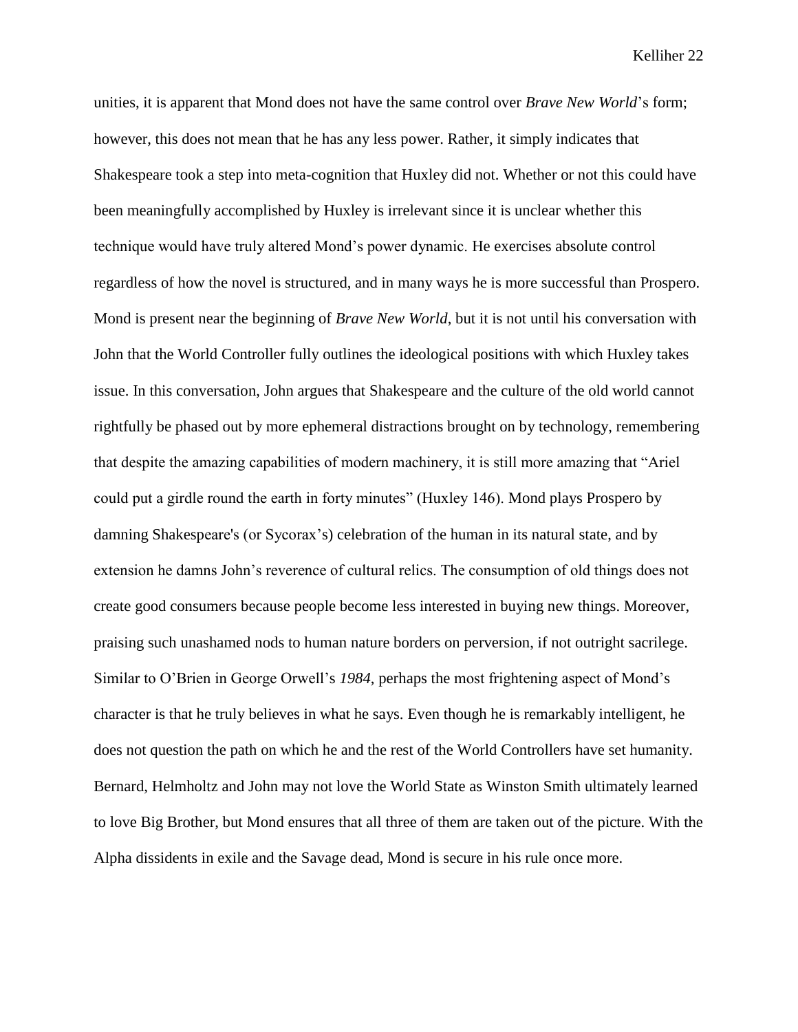unities, it is apparent that Mond does not have the same control over *Brave New World*'s form; however, this does not mean that he has any less power. Rather, it simply indicates that Shakespeare took a step into meta-cognition that Huxley did not. Whether or not this could have been meaningfully accomplished by Huxley is irrelevant since it is unclear whether this technique would have truly altered Mond's power dynamic. He exercises absolute control regardless of how the novel is structured, and in many ways he is more successful than Prospero. Mond is present near the beginning of *Brave New World*, but it is not until his conversation with John that the World Controller fully outlines the ideological positions with which Huxley takes issue. In this conversation, John argues that Shakespeare and the culture of the old world cannot rightfully be phased out by more ephemeral distractions brought on by technology, remembering that despite the amazing capabilities of modern machinery, it is still more amazing that "Ariel could put a girdle round the earth in forty minutes" (Huxley 146). Mond plays Prospero by damning Shakespeare's (or Sycorax's) celebration of the human in its natural state, and by extension he damns John's reverence of cultural relics. The consumption of old things does not create good consumers because people become less interested in buying new things. Moreover, praising such unashamed nods to human nature borders on perversion, if not outright sacrilege. Similar to O'Brien in George Orwell's *1984*, perhaps the most frightening aspect of Mond's character is that he truly believes in what he says. Even though he is remarkably intelligent, he does not question the path on which he and the rest of the World Controllers have set humanity. Bernard, Helmholtz and John may not love the World State as Winston Smith ultimately learned to love Big Brother, but Mond ensures that all three of them are taken out of the picture. With the Alpha dissidents in exile and the Savage dead, Mond is secure in his rule once more.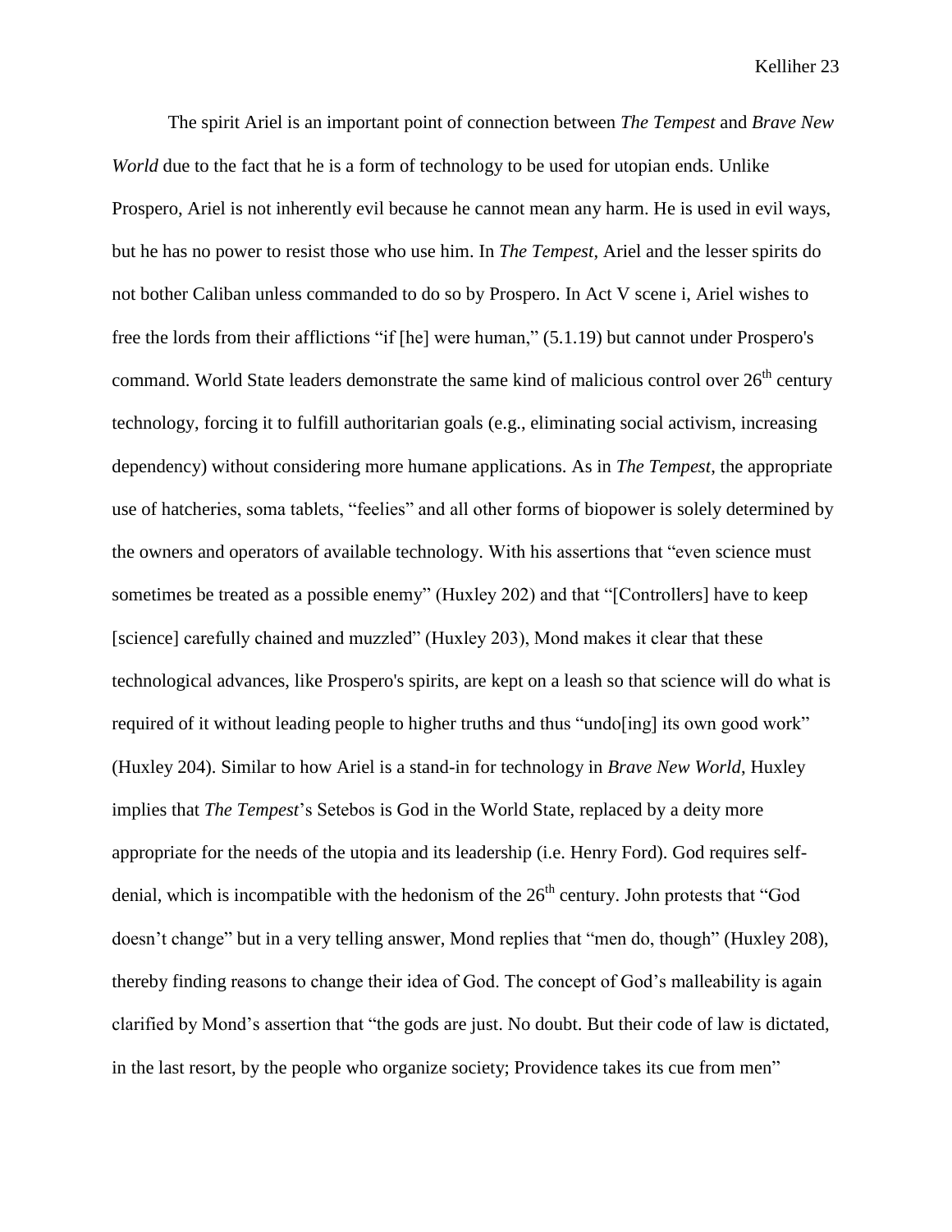The spirit Ariel is an important point of connection between *The Tempest* and *Brave New World* due to the fact that he is a form of technology to be used for utopian ends. Unlike Prospero, Ariel is not inherently evil because he cannot mean any harm. He is used in evil ways, but he has no power to resist those who use him. In *The Tempest*, Ariel and the lesser spirits do not bother Caliban unless commanded to do so by Prospero. In Act V scene i, Ariel wishes to free the lords from their afflictions "if [he] were human," (5.1.19) but cannot under Prospero's command. World State leaders demonstrate the same kind of malicious control over 26th century technology, forcing it to fulfill authoritarian goals (e.g., eliminating social activism, increasing dependency) without considering more humane applications. As in *The Tempest*, the appropriate use of hatcheries, soma tablets, "feelies" and all other forms of biopower is solely determined by the owners and operators of available technology. With his assertions that "even science must sometimes be treated as a possible enemy" (Huxley 202) and that "[Controllers] have to keep [science] carefully chained and muzzled" (Huxley 203), Mond makes it clear that these technological advances, like Prospero's spirits, are kept on a leash so that science will do what is required of it without leading people to higher truths and thus "undo[ing] its own good work" (Huxley 204). Similar to how Ariel is a stand-in for technology in *Brave New World*, Huxley implies that *The Tempest*'s Setebos is God in the World State, replaced by a deity more appropriate for the needs of the utopia and its leadership (i.e. Henry Ford). God requires self-denial, which is incompatible with the hedonism of the 26th century. John protests that "God doesn't change" but in a very telling answer, Mond replies that "men do, though" (Huxley 208), thereby finding reasons to change their idea of God. The concept of God's malleability is again clarified by Mond's assertion that "the gods are just. No doubt. But their code of law is dictated, in the last resort, by the people who organize society; Providence takes its cue from men"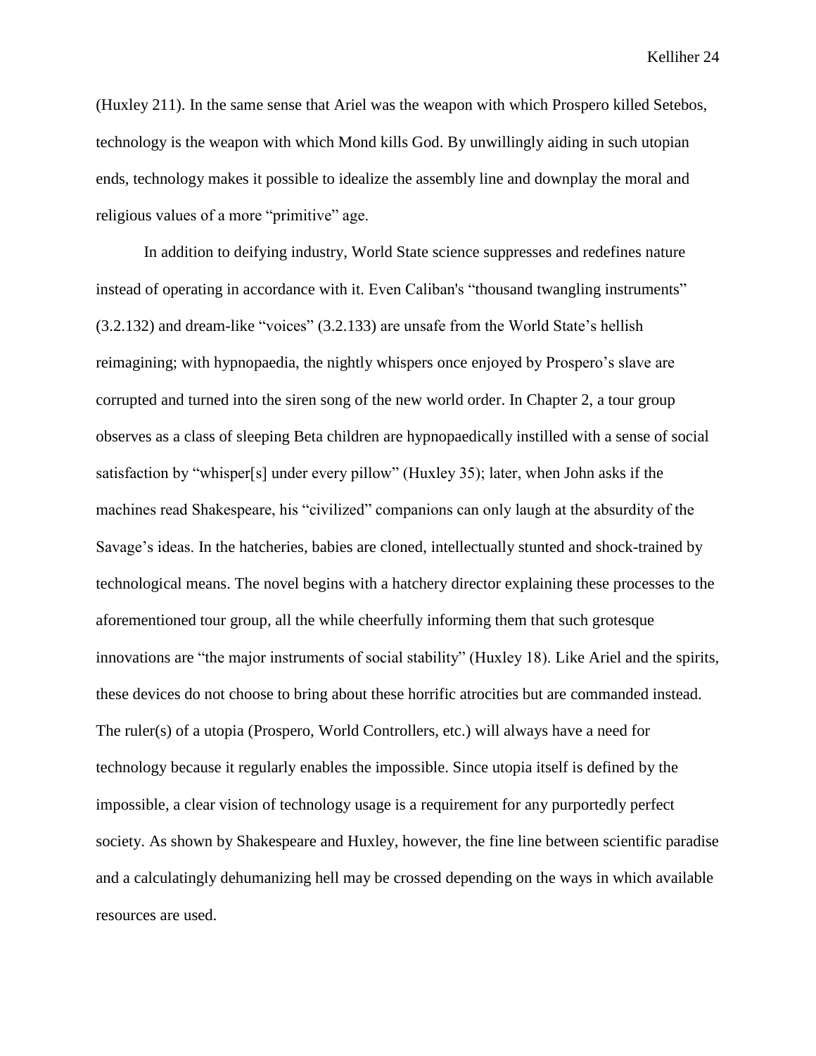(Huxley 211). In the same sense that Ariel was the weapon with which Prospero killed Setebos, technology is the weapon with which Mond kills God. By unwillingly aiding in such utopian ends, technology makes it possible to idealize the assembly line and downplay the moral and religious values of a more "primitive" age.

In addition to deifying industry, World State science suppresses and redefines nature instead of operating in accordance with it. Even Caliban's "thousand twangling instruments" (3.2.132) and dream-like "voices" (3.2.133) are unsafe from the World State's hellish reimagining; with hypnopaedia, the nightly whispers once enjoyed by Prospero's slave are corrupted and turned into the siren song of the new world order. In Chapter 2, a tour group observes as a class of sleeping Beta children are hypnopaedically instilled with a sense of social satisfaction by "whisper[s] under every pillow" (Huxley 35); later, when John asks if the machines read Shakespeare, his "civilized" companions can only laugh at the absurdity of the Savage's ideas. In the hatcheries, babies are cloned, intellectually stunted and shock-trained by technological means. The novel begins with a hatchery director explaining these processes to the aforementioned tour group, all the while cheerfully informing them that such grotesque innovations are "the major instruments of social stability" (Huxley 18). Like Ariel and the spirits, these devices do not choose to bring about these horrific atrocities but are commanded instead. The ruler(s) of a utopia (Prospero, World Controllers, etc.) will always have a need for technology because it regularly enables the impossible. Since utopia itself is defined by the impossible, a clear vision of technology usage is a requirement for any purportedly perfect society. As shown by Shakespeare and Huxley, however, the fine line between scientific paradise and a calculatingly dehumanizing hell may be crossed depending on the ways in which available resources are used.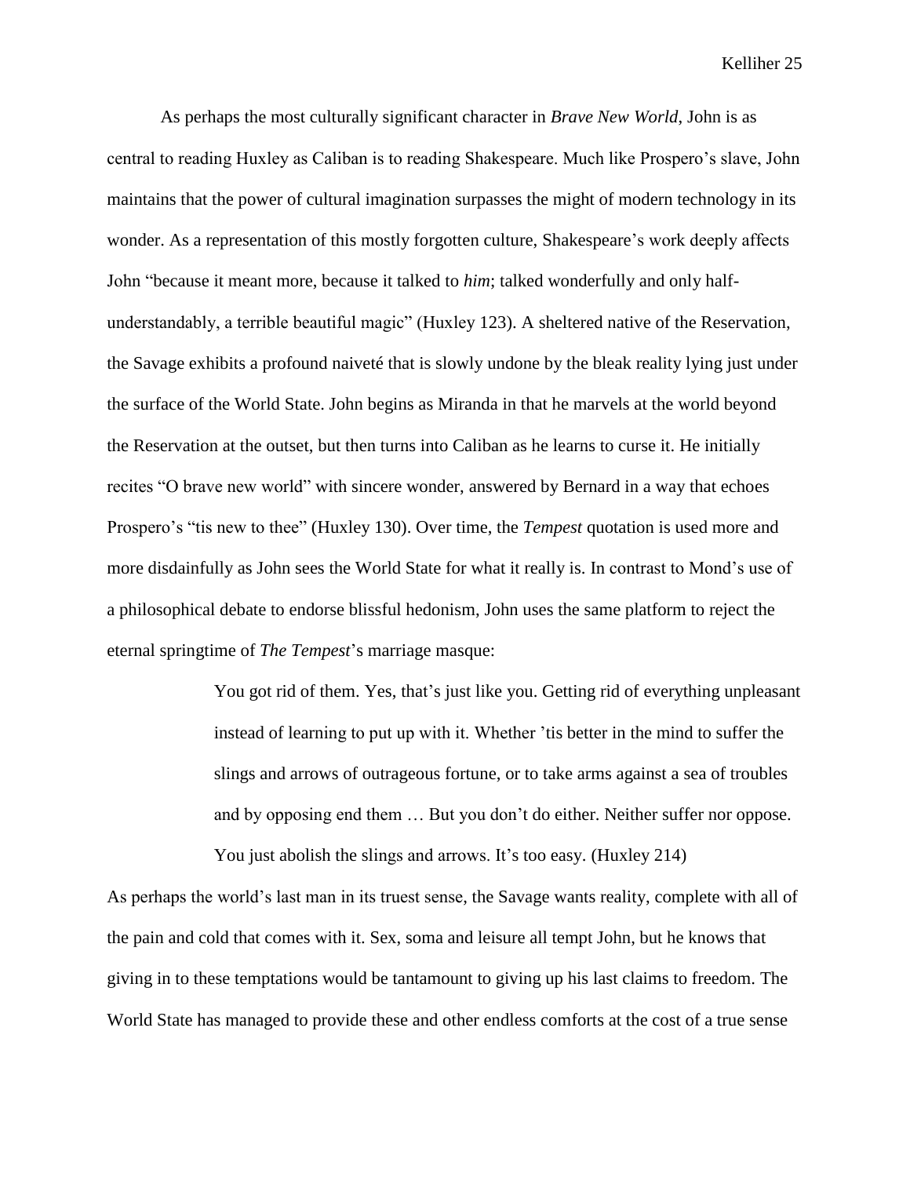As perhaps the most culturally significant character in *Brave New World*, John is as central to reading Huxley as Caliban is to reading Shakespeare. Much like Prospero's slave, John maintains that the power of cultural imagination surpasses the might of modern technology in its wonder. As a representation of this mostly forgotten culture, Shakespeare's work deeply affects John "because it meant more, because it talked to *him*; talked wonderfully and only half-understandably, a terrible beautiful magic" (Huxley 123). A sheltered native of the Reservation, the Savage exhibits a profound naiveté that is slowly undone by the bleak reality lying just under the surface of the World State. John begins as Miranda in that he marvels at the world beyond the Reservation at the outset, but then turns into Caliban as he learns to curse it. He initially recites "O brave new world" with sincere wonder, answered by Bernard in a way that echoes Prospero's "tis new to thee" (Huxley 130). Over time, the *Tempest* quotation is used more and more disdainfully as John sees the World State for what it really is. In contrast to Mond's use of a philosophical debate to endorse blissful hedonism, John uses the same platform to reject the eternal springtime of *The Tempest*'s marriage masque:

> You got rid of them. Yes, that's just like you. Getting rid of everything unpleasant instead of learning to put up with it. Whether 'tis better in the mind to suffer the slings and arrows of outrageous fortune, or to take arms against a sea of troubles and by opposing end them … But you don't do either. Neither suffer nor oppose. You just abolish the slings and arrows. It's too easy. (Huxley 214)

As perhaps the world's last man in its truest sense, the Savage wants reality, complete with all of the pain and cold that comes with it. Sex, soma and leisure all tempt John, but he knows that giving in to these temptations would be tantamount to giving up his last claims to freedom. The World State has managed to provide these and other endless comforts at the cost of a true sense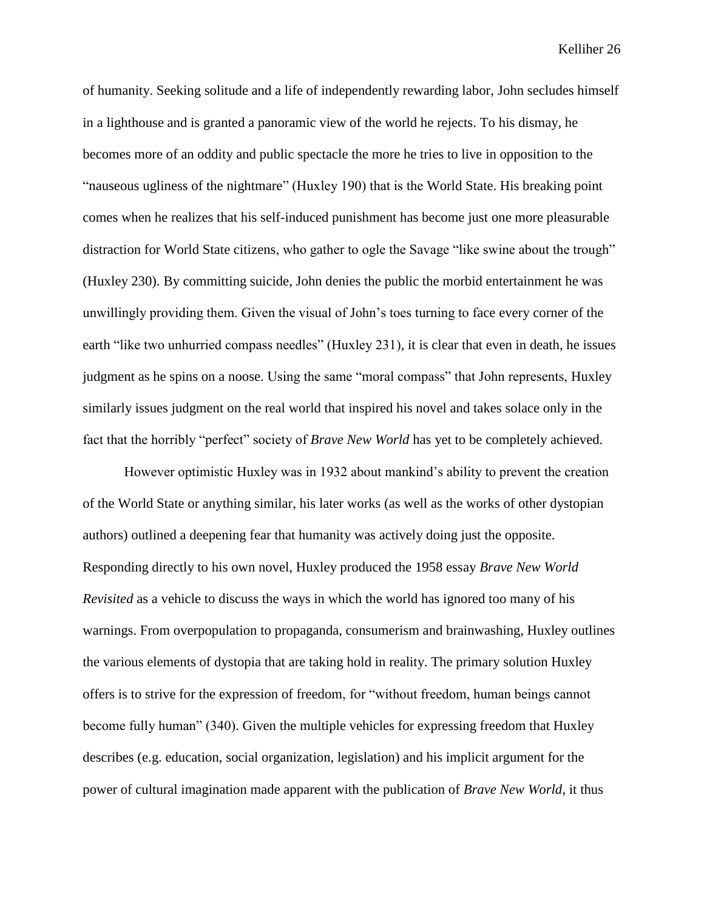of humanity. Seeking solitude and a life of independently rewarding labor, John secludes himself in a lighthouse and is granted a panoramic view of the world he rejects. To his dismay, he becomes more of an oddity and public spectacle the more he tries to live in opposition to the "nauseous ugliness of the nightmare" (Huxley 190) that is the World State. His breaking point comes when he realizes that his self-induced punishment has become just one more pleasurable distraction for World State citizens, who gather to ogle the Savage "like swine about the trough" (Huxley 230). By committing suicide, John denies the public the morbid entertainment he was unwillingly providing them. Given the visual of John's toes turning to face every corner of the earth "like two unhurried compass needles" (Huxley 231), it is clear that even in death, he issues judgment as he spins on a noose. Using the same "moral compass" that John represents, Huxley similarly issues judgment on the real world that inspired his novel and takes solace only in the fact that the horribly "perfect" society of *Brave New World* has yet to be completely achieved.

However optimistic Huxley was in 1932 about mankind's ability to prevent the creation of the World State or anything similar, his later works (as well as the works of other dystopian authors) outlined a deepening fear that humanity was actively doing just the opposite. Responding directly to his own novel, Huxley produced the 1958 essay *Brave New World Revisited* as a vehicle to discuss the ways in which the world has ignored too many of his warnings. From overpopulation to propaganda, consumerism and brainwashing, Huxley outlines the various elements of dystopia that are taking hold in reality. The primary solution Huxley offers is to strive for the expression of freedom, for "without freedom, human beings cannot become fully human" (340). Given the multiple vehicles for expressing freedom that Huxley describes (e.g. education, social organization, legislation) and his implicit argument for the power of cultural imagination made apparent with the publication of *Brave New World*, it thus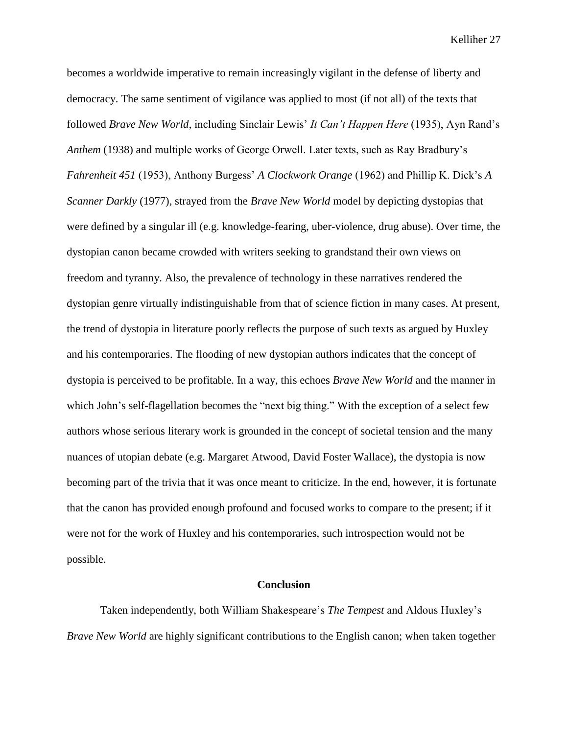becomes a worldwide imperative to remain increasingly vigilant in the defense of liberty and democracy. The same sentiment of vigilance was applied to most (if not all) of the texts that followed *Brave New World*, including Sinclair Lewis' *It Can't Happen Here* (1935), Ayn Rand's *Anthem* (1938) and multiple works of George Orwell. Later texts, such as Ray Bradbury's *Fahrenheit 451* (1953), Anthony Burgess' *A Clockwork Orange* (1962) and Phillip K. Dick's *A Scanner Darkly* (1977), strayed from the *Brave New World* model by depicting dystopias that were defined by a singular ill (e.g. knowledge-fearing, uber-violence, drug abuse). Over time, the dystopian canon became crowded with writers seeking to grandstand their own views on freedom and tyranny. Also, the prevalence of technology in these narratives rendered the dystopian genre virtually indistinguishable from that of science fiction in many cases. At present, the trend of dystopia in literature poorly reflects the purpose of such texts as argued by Huxley and his contemporaries. The flooding of new dystopian authors indicates that the concept of dystopia is perceived to be profitable. In a way, this echoes *Brave New World* and the manner in which John's self-flagellation becomes the "next big thing." With the exception of a select few authors whose serious literary work is grounded in the concept of societal tension and the many nuances of utopian debate (e.g. Margaret Atwood, David Foster Wallace), the dystopia is now becoming part of the trivia that it was once meant to criticize. In the end, however, it is fortunate that the canon has provided enough profound and focused works to compare to the present; if it were not for the work of Huxley and his contemporaries, such introspection would not be possible.

## Conclusion

Taken independently, both William Shakespeare's *The Tempest* and Aldous Huxley's *Brave New World* are highly significant contributions to the English canon; when taken together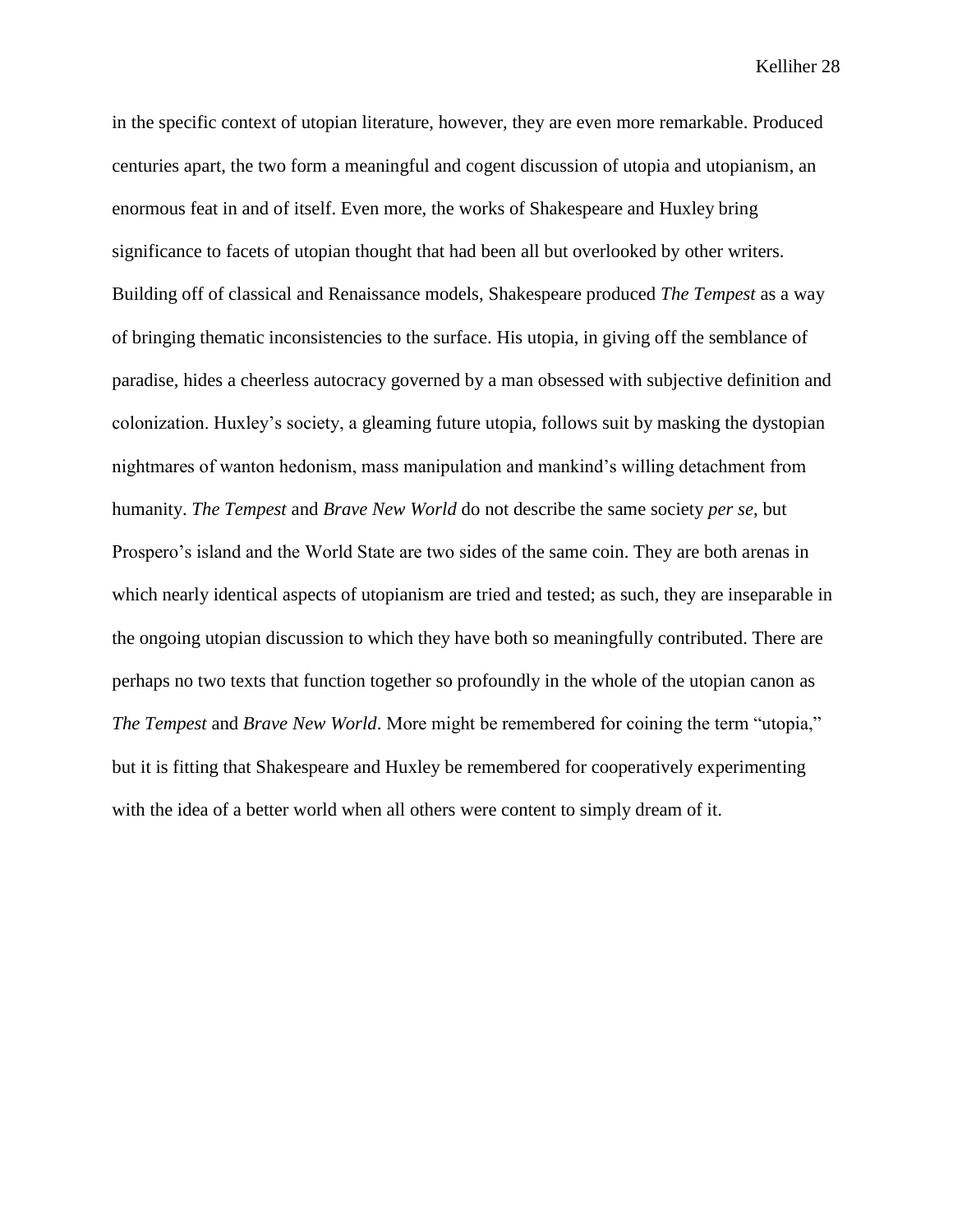in the specific context of utopian literature, however, they are even more remarkable. Produced centuries apart, the two form a meaningful and cogent discussion of utopia and utopianism, an enormous feat in and of itself. Even more, the works of Shakespeare and Huxley bring significance to facets of utopian thought that had been all but overlooked by other writers. Building off of classical and Renaissance models, Shakespeare produced *The Tempest* as a way of bringing thematic inconsistencies to the surface. His utopia, in giving off the semblance of paradise, hides a cheerless autocracy governed by a man obsessed with subjective definition and colonization. Huxley's society, a gleaming future utopia, follows suit by masking the dystopian nightmares of wanton hedonism, mass manipulation and mankind's willing detachment from humanity. *The Tempest* and *Brave New World* do not describe the same society *per se*, but Prospero's island and the World State are two sides of the same coin. They are both arenas in which nearly identical aspects of utopianism are tried and tested; as such, they are inseparable in the ongoing utopian discussion to which they have both so meaningfully contributed. There are perhaps no two texts that function together so profoundly in the whole of the utopian canon as *The Tempest* and *Brave New World*. More might be remembered for coining the term "utopia," but it is fitting that Shakespeare and Huxley be remembered for cooperatively experimenting with the idea of a better world when all others were content to simply dream of it.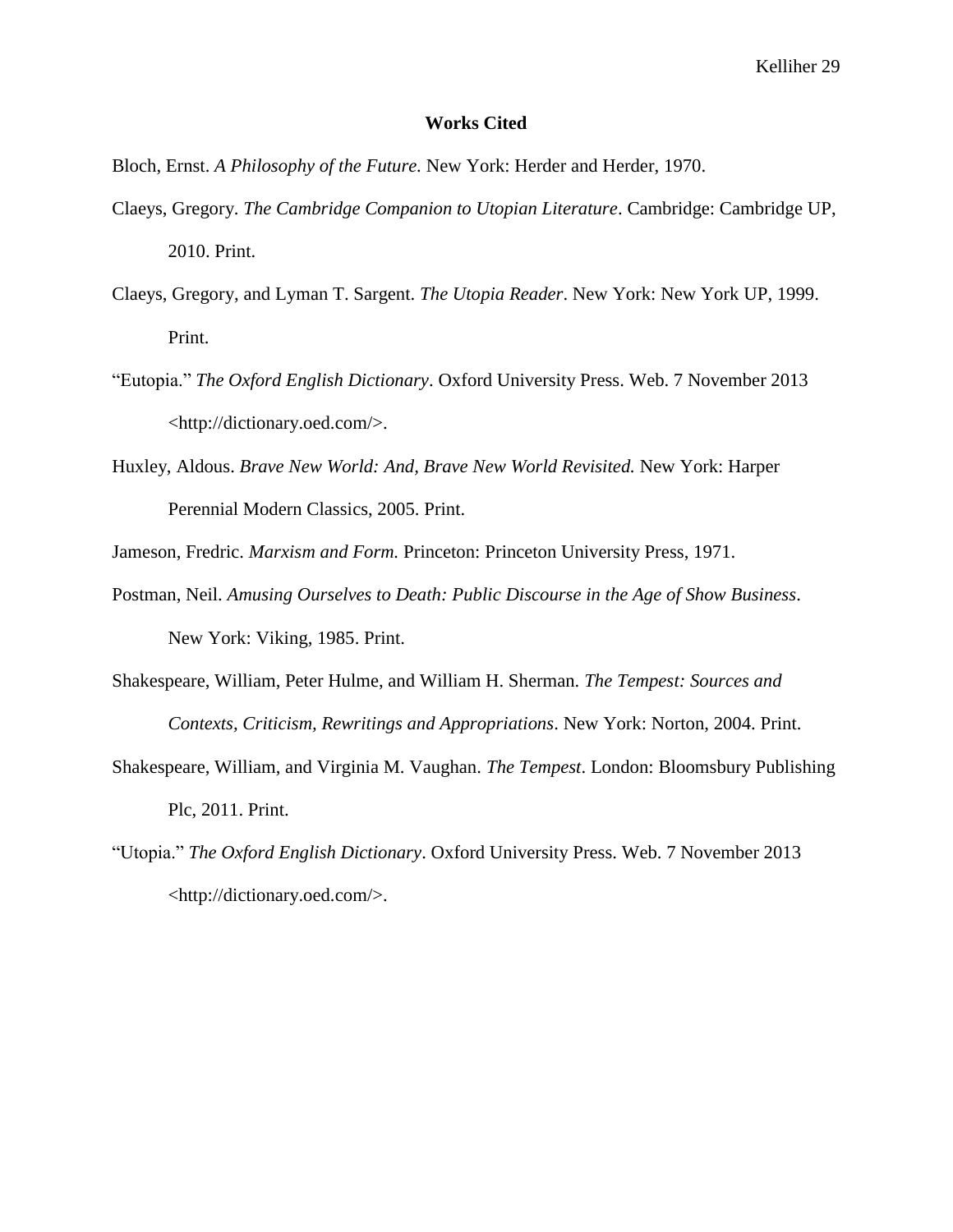## Works Cited

Bloch, Ernst. *A Philosophy of the Future.* New York: Herder and Herder, 1970.

Claeys, Gregory. *The Cambridge Companion to Utopian Literature*. Cambridge: Cambridge UP, 2010. Print.

Claeys, Gregory, and Lyman T. Sargent. *The Utopia Reader*. New York: New York UP, 1999. Print.

"Eutopia." *The Oxford English Dictionary*. Oxford University Press. Web. 7 November 2013 <http://dictionary.oed.com/>.

Huxley, Aldous. *Brave New World: And, Brave New World Revisited.* New York: Harper Perennial Modern Classics, 2005. Print.

Jameson, Fredric. *Marxism and Form.* Princeton: Princeton University Press, 1971.

Postman, Neil. *Amusing Ourselves to Death: Public Discourse in the Age of Show Business*. New York: Viking, 1985. Print.

Shakespeare, William, Peter Hulme, and William H. Sherman. *The Tempest: Sources and Contexts, Criticism, Rewritings and Appropriations*. New York: Norton, 2004. Print.

Shakespeare, William, and Virginia M. Vaughan. *The Tempest*. London: Bloomsbury Publishing Plc, 2011. Print.

"Utopia." *The Oxford English Dictionary*. Oxford University Press. Web. 7 November 2013 <http://dictionary.oed.com/>.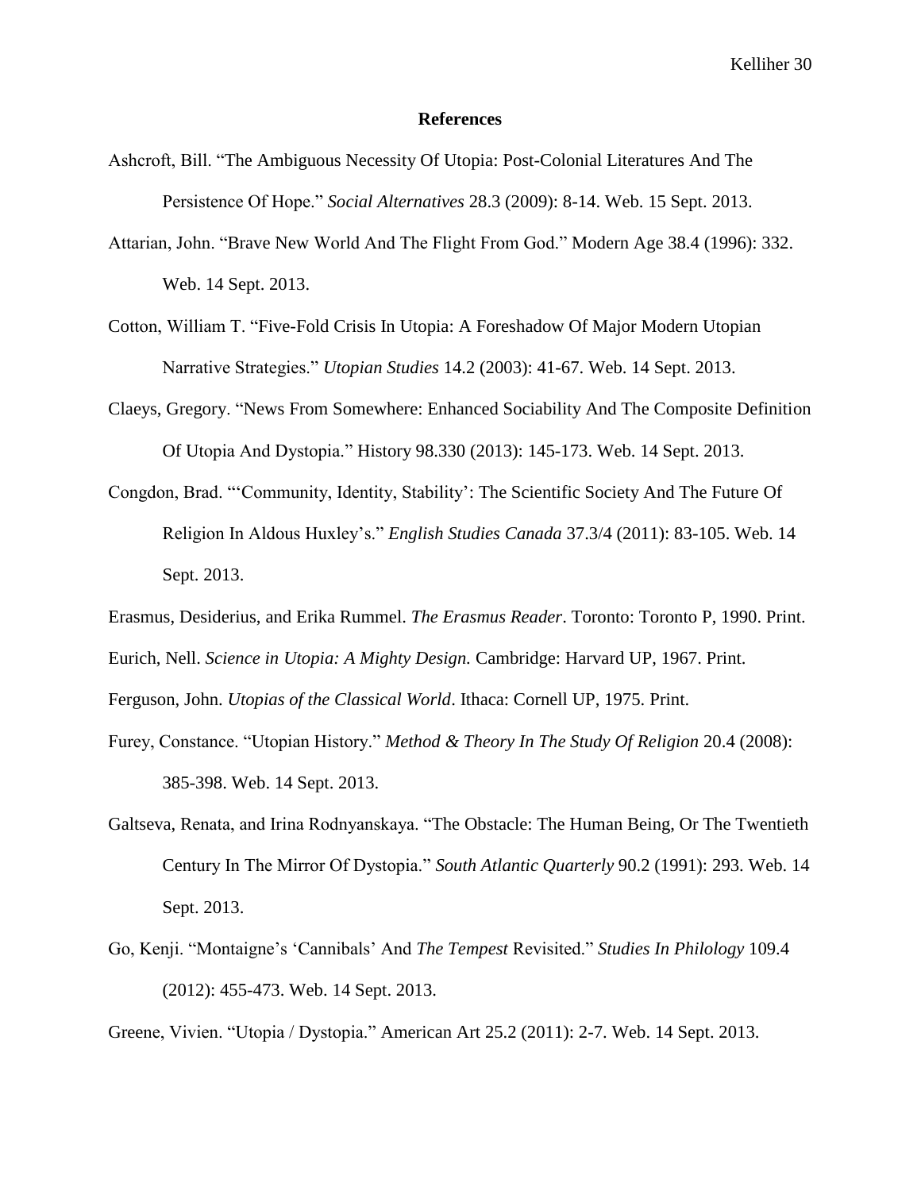# References

Ashcroft, Bill. "The Ambiguous Necessity Of Utopia: Post-Colonial Literatures And The Persistence Of Hope." *Social Alternatives* 28.3 (2009): 8-14. Web. 15 Sept. 2013.

Attarian, John. "Brave New World And The Flight From God." Modern Age 38.4 (1996): 332. Web. 14 Sept. 2013.

Cotton, William T. "Five-Fold Crisis In Utopia: A Foreshadow Of Major Modern Utopian Narrative Strategies." *Utopian Studies* 14.2 (2003): 41-67. Web. 14 Sept. 2013.

Claeys, Gregory. "News From Somewhere: Enhanced Sociability And The Composite Definition Of Utopia And Dystopia." History 98.330 (2013): 145-173. Web. 14 Sept. 2013.

Congdon, Brad. "'Community, Identity, Stability': The Scientific Society And The Future Of Religion In Aldous Huxley's." *English Studies Canada* 37.3/4 (2011): 83-105. Web. 14 Sept. 2013.

Erasmus, Desiderius, and Erika Rummel. *The Erasmus Reader*. Toronto: Toronto P, 1990. Print.

Eurich, Nell. *Science in Utopia: A Mighty Design.* Cambridge: Harvard UP, 1967. Print.

Ferguson, John. *Utopias of the Classical World*. Ithaca: Cornell UP, 1975. Print.

Furey, Constance. "Utopian History." *Method & Theory In The Study Of Religion* 20.4 (2008): 385-398. Web. 14 Sept. 2013.

Galtseva, Renata, and Irina Rodnyanskaya. "The Obstacle: The Human Being, Or The Twentieth Century In The Mirror Of Dystopia." *South Atlantic Quarterly* 90.2 (1991): 293. Web. 14 Sept. 2013.

Go, Kenji. "Montaigne's 'Cannibals' And *The Tempest* Revisited." *Studies In Philology* 109.4 (2012): 455-473. Web. 14 Sept. 2013.

Greene, Vivien. "Utopia / Dystopia." American Art 25.2 (2011): 2-7. Web. 14 Sept. 2013.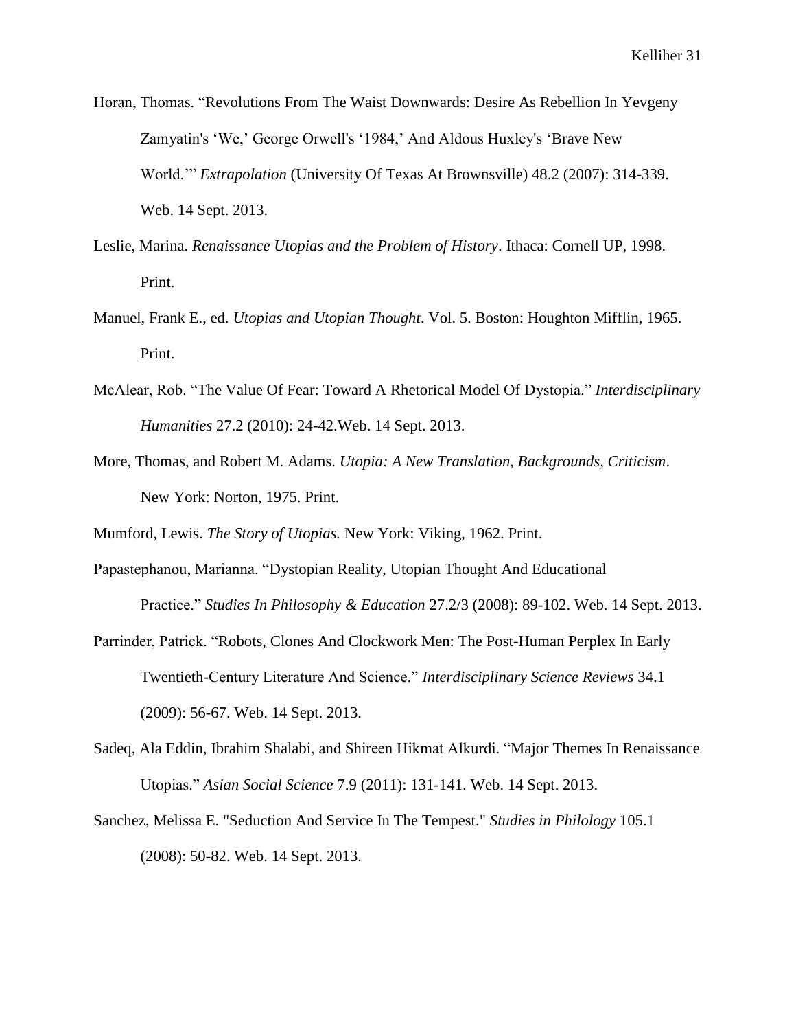Horan, Thomas. “Revolutions From The Waist Downwards: Desire As Rebellion In Yevgeny Zamyatin's ‘We,’ George Orwell's ‘1984,’ And Aldous Huxley's ‘Brave New World.’” *Extrapolation* (University Of Texas At Brownsville) 48.2 (2007): 314-339. Web. 14 Sept. 2013.

Leslie, Marina. *Renaissance Utopias and the Problem of History*. Ithaca: Cornell UP, 1998. Print.

Manuel, Frank E., ed. *Utopias and Utopian Thought*. Vol. 5. Boston: Houghton Mifflin, 1965. Print.

McAlear, Rob. “The Value Of Fear: Toward A Rhetorical Model Of Dystopia.” *Interdisciplinary Humanities* 27.2 (2010): 24-42.Web. 14 Sept. 2013.

More, Thomas, and Robert M. Adams. *Utopia: A New Translation, Backgrounds, Criticism*. New York: Norton, 1975. Print.

Mumford, Lewis. *The Story of Utopias.* New York: Viking, 1962. Print.

Papastephanou, Marianna. “Dystopian Reality, Utopian Thought And Educational Practice.” *Studies In Philosophy & Education* 27.2/3 (2008): 89-102. Web. 14 Sept. 2013.

Parrinder, Patrick. “Robots, Clones And Clockwork Men: The Post-Human Perplex In Early Twentieth-Century Literature And Science.” *Interdisciplinary Science Reviews* 34.1 (2009): 56-67. Web. 14 Sept. 2013.

Sadeq, Ala Eddin, Ibrahim Shalabi, and Shireen Hikmat Alkurdi. “Major Themes In Renaissance Utopias.” *Asian Social Science* 7.9 (2011): 131-141. Web. 14 Sept. 2013.

Sanchez, Melissa E. "Seduction And Service In The Tempest." *Studies in Philology* 105.1 (2008): 50-82. Web. 14 Sept. 2013.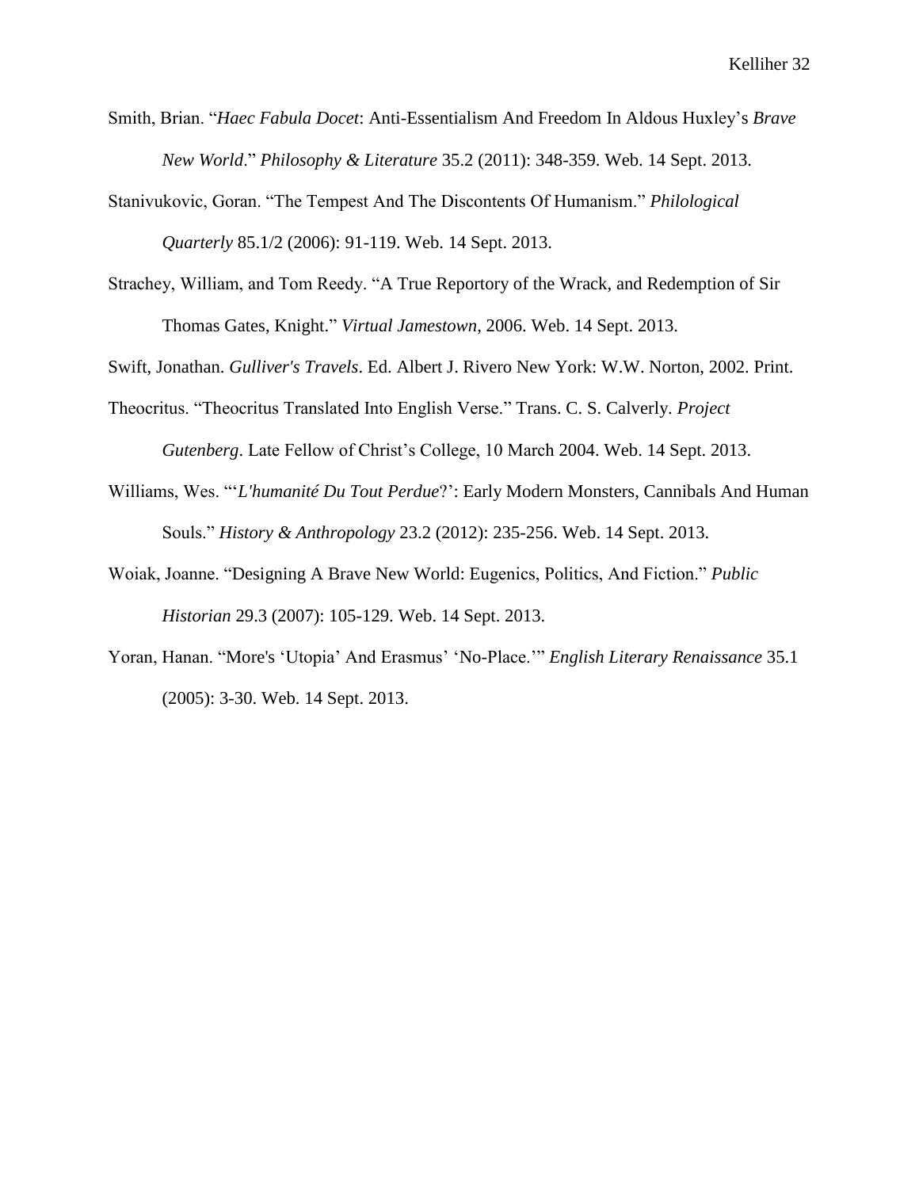Smith, Brian. "*Haec Fabula Docet*: Anti-Essentialism And Freedom In Aldous Huxley's *Brave New World*." *Philosophy & Literature* 35.2 (2011): 348-359. Web. 14 Sept. 2013.

Stanivukovic, Goran. "The Tempest And The Discontents Of Humanism." *Philological Quarterly* 85.1/2 (2006): 91-119. Web. 14 Sept. 2013.

Strachey, William, and Tom Reedy. "A True Reportory of the Wrack, and Redemption of Sir Thomas Gates, Knight." *Virtual Jamestown*, 2006. Web. 14 Sept. 2013.

Swift, Jonathan. *Gulliver's Travels*. Ed. Albert J. Rivero New York: W.W. Norton, 2002. Print.

Theocritus. "Theocritus Translated Into English Verse." Trans. C. S. Calverly. *Project Gutenberg*. Late Fellow of Christ's College, 10 March 2004. Web. 14 Sept. 2013.

Williams, Wes. "'*L'humanité Du Tout Perdue*?': Early Modern Monsters, Cannibals And Human Souls." *History & Anthropology* 23.2 (2012): 235-256. Web. 14 Sept. 2013.

Woiak, Joanne. "Designing A Brave New World: Eugenics, Politics, And Fiction." *Public Historian* 29.3 (2007): 105-129. Web. 14 Sept. 2013.

Yoran, Hanan. "More's 'Utopia' And Erasmus' 'No-Place.'" *English Literary Renaissance* 35.1 (2005): 3-30. Web. 14 Sept. 2013.